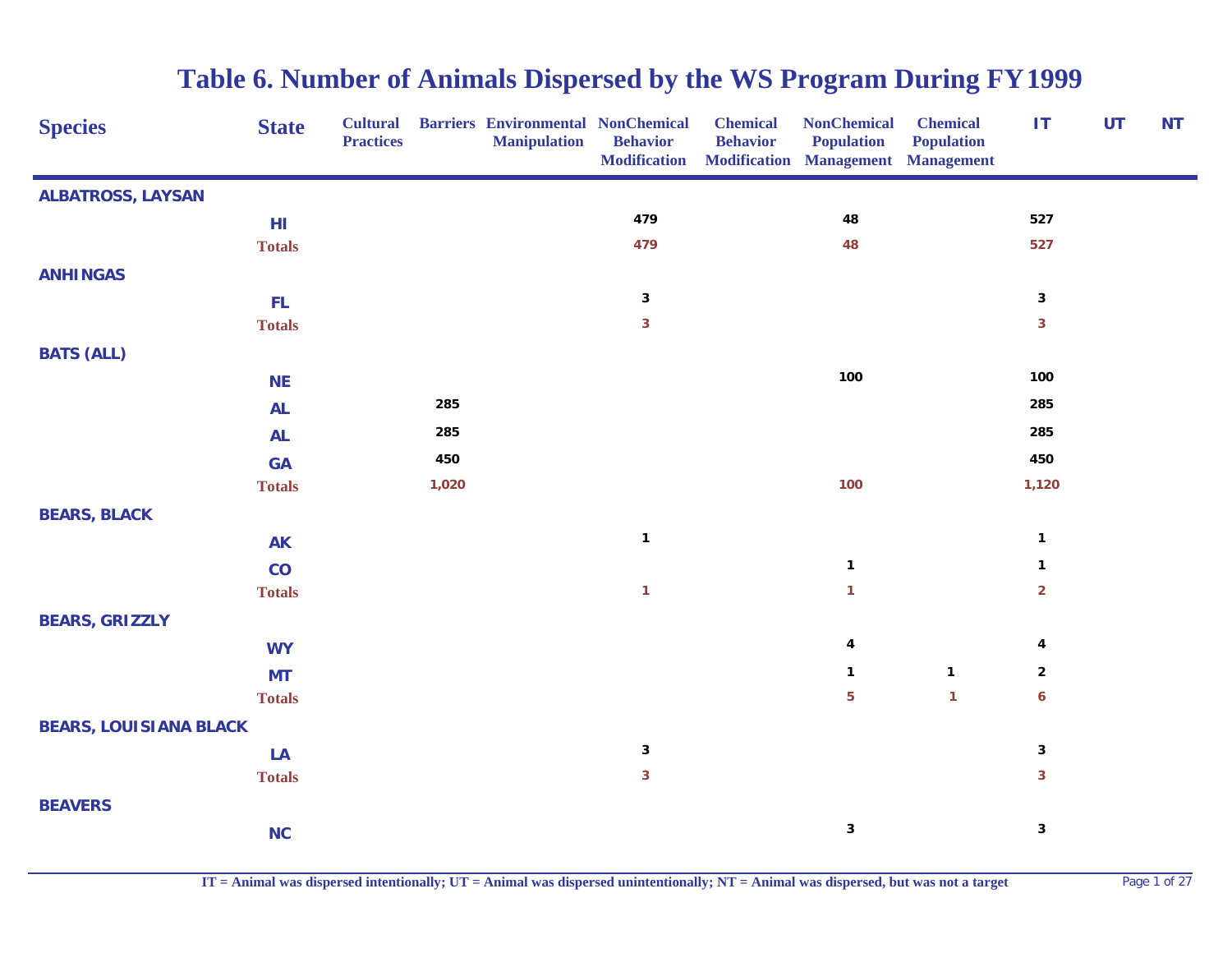# Table 6. Number of Animals Dispersed by the WS Program During FY1999

| Species | State | Cultural Practices | Barriers | Environmental Manipulation | NonChemical Behavior Modification | Chemical Behavior Modification | NonChemical Population Management | Chemical Population Management | IT | UT | NT |
|---|---|---|---|---|---|---|---|---|---|---|---|
| **ALBATROSS, LAYSAN** | | | | | | | | | | | |
| | HI | | | | 479 | | 48 | | 527 | | |
| | **Totals** | | | | 479 | | 48 | | 527 | | |
| **ANHINGAS** | | | | | | | | | | | |
| | FL | | | | 3 | | | | 3 | | |
| | **Totals** | | | | 3 | | | | 3 | | |
| **BATS (ALL)** | | | | | | | | | | | |
| | NE | | | | | | 100 | | 100 | | |
| | AL | | 285 | | | | | | 285 | | |
| | AL | | 285 | | | | | | 285 | | |
| | GA | | 450 | | | | | | 450 | | |
| | **Totals** | | 1,020 | | | | 100 | | 1,120 | | |
| **BEARS, BLACK** | | | | | | | | | | | |
| | AK | | | | 1 | | | | 1 | | |
| | CO | | | | | | 1 | | 1 | | |
| | **Totals** | | | | 1 | | 1 | | 2 | | |
| **BEARS, GRIZZLY** | | | | | | | | | | | |
| | WY | | | | | | 4 | | 4 | | |
| | MT | | | | | | 1 | 1 | 2 | | |
| | **Totals** | | | | | | 5 | 1 | 6 | | |
| **BEARS, LOUISIANA BLACK** | | | | | | | | | | | |
| | LA | | | | 3 | | | | 3 | | |
| | **Totals** | | | | 3 | | | | 3 | | |
| **BEAVERS** | | | | | | | | | | | |
| | NC | | | | | | 3 | | 3 | | |

IT = Animal was dispersed intentionally; UT = Animal was dispersed unintentionally; NT = Animal was dispersed, but was not a target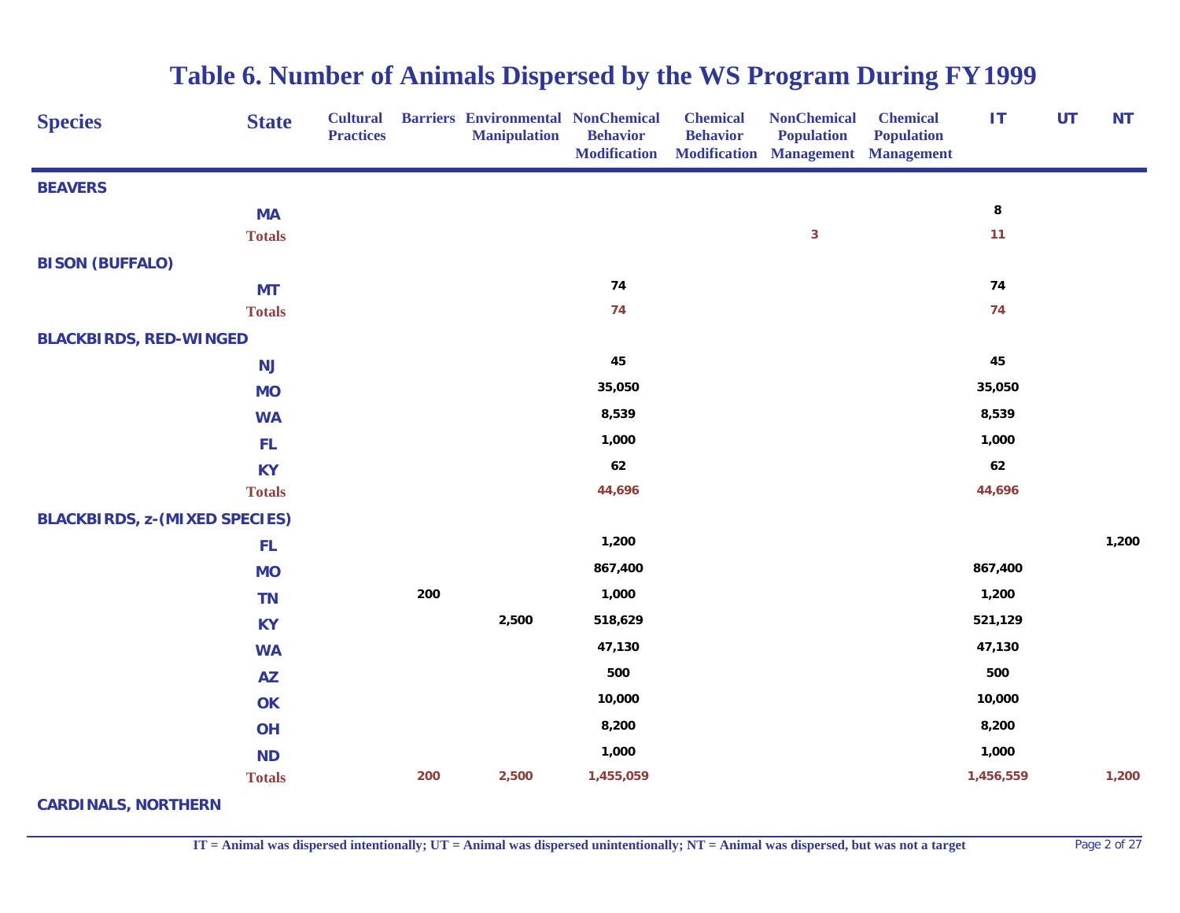# Table 6. Number of Animals Dispersed by the WS Program During FY1999

| Species | State | Cultural Practices | Barriers | Environmental Manipulation | NonChemical Behavior Modification | Chemical Behavior Modification | NonChemical Population Management | Chemical Population Management | IT | UT | NT |
|---|---|---|---|---|---|---|---|---|---|---|---|
| BEAVERS | | | | | | | | | | | |
| | MA | | | | | | | | 8 | | |
| | Totals | | | | | | 3 | | 11 | | |
| BISON (BUFFALO) | | | | | | | | | | | |
| | MT | | | | 74 | | | | 74 | | |
| | Totals | | | | 74 | | | | 74 | | |
| BLACKBIRDS, RED-WINGED | | | | | | | | | | | |
| | NJ | | | | 45 | | | | 45 | | |
| | MO | | | | 35,050 | | | | 35,050 | | |
| | WA | | | | 8,539 | | | | 8,539 | | |
| | FL | | | | 1,000 | | | | 1,000 | | |
| | KY | | | | 62 | | | | 62 | | |
| | Totals | | | | 44,696 | | | | 44,696 | | |
| BLACKBIRDS, z-(MIXED SPECIES) | | | | | | | | | | | |
| | FL | | | | 1,200 | | | | | | 1,200 |
| | MO | | | | 867,400 | | | | 867,400 | | |
| | TN | | 200 | | 1,000 | | | | 1,200 | | |
| | KY | | | 2,500 | 518,629 | | | | 521,129 | | |
| | WA | | | | 47,130 | | | | 47,130 | | |
| | AZ | | | | 500 | | | | 500 | | |
| | OK | | | | 10,000 | | | | 10,000 | | |
| | OH | | | | 8,200 | | | | 8,200 | | |
| | ND | | | | 1,000 | | | | 1,000 | | |
| | Totals | | 200 | 2,500 | 1,455,059 | | | | 1,456,559 | | 1,200 |
| CARDINALS, NORTHERN | | | | | | | | | | | |

IT = Animal was dispersed intentionally; UT = Animal was dispersed unintentionally; NT = Animal was dispersed, but was not a target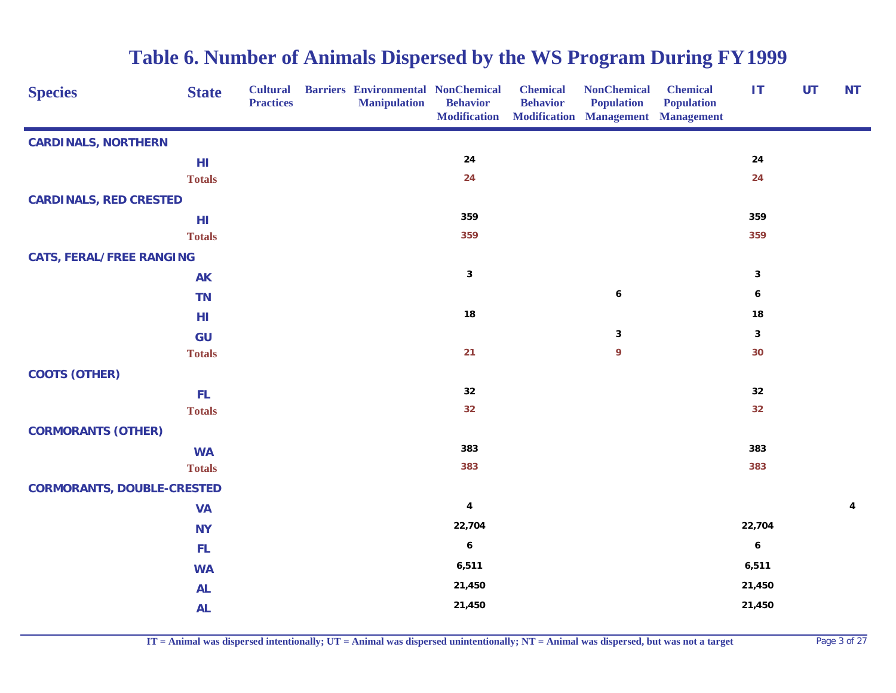# Table 6. Number of Animals Dispersed by the WS Program During FY1999

| Species | State | Cultural Practices | Barriers | Environmental Manipulation | NonChemical Behavior Modification | Chemical Behavior Modification | NonChemical Population Management | Chemical Population Management | IT | UT | NT |
|---|---|---|---|---|---|---|---|---|---|---|---|
| CARDINALS, NORTHERN | | | | | | | | | | | |
| | HI | | | | 24 | | | | 24 | | |
| | Totals | | | | 24 | | | | 24 | | |
| CARDINALS, RED CRESTED | | | | | | | | | | | |
| | HI | | | | 359 | | | | 359 | | |
| | Totals | | | | 359 | | | | 359 | | |
| CATS, FERAL/FREE RANGING | | | | | | | | | | | |
| | AK | | | | 3 | | | | 3 | | |
| | TN | | | | | | 6 | | 6 | | |
| | HI | | | | 18 | | | | 18 | | |
| | GU | | | | | | 3 | | 3 | | |
| | Totals | | | | 21 | | 9 | | 30 | | |
| COOTS (OTHER) | | | | | | | | | | | |
| | FL | | | | 32 | | | | 32 | | |
| | Totals | | | | 32 | | | | 32 | | |
| CORMORANTS (OTHER) | | | | | | | | | | | |
| | WA | | | | 383 | | | | 383 | | |
| | Totals | | | | 383 | | | | 383 | | |
| CORMORANTS, DOUBLE-CRESTED | | | | | | | | | | | |
| | VA | | | | 4 | | | | | | 4 |
| | NY | | | | 22,704 | | | | 22,704 | | |
| | FL | | | | 6 | | | | 6 | | |
| | WA | | | | 6,511 | | | | 6,511 | | |
| | AL | | | | 21,450 | | | | 21,450 | | |
| | AL | | | | 21,450 | | | | 21,450 | | |

IT = Animal was dispersed intentionally; UT = Animal was dispersed unintentionally; NT = Animal was dispersed, but was not a target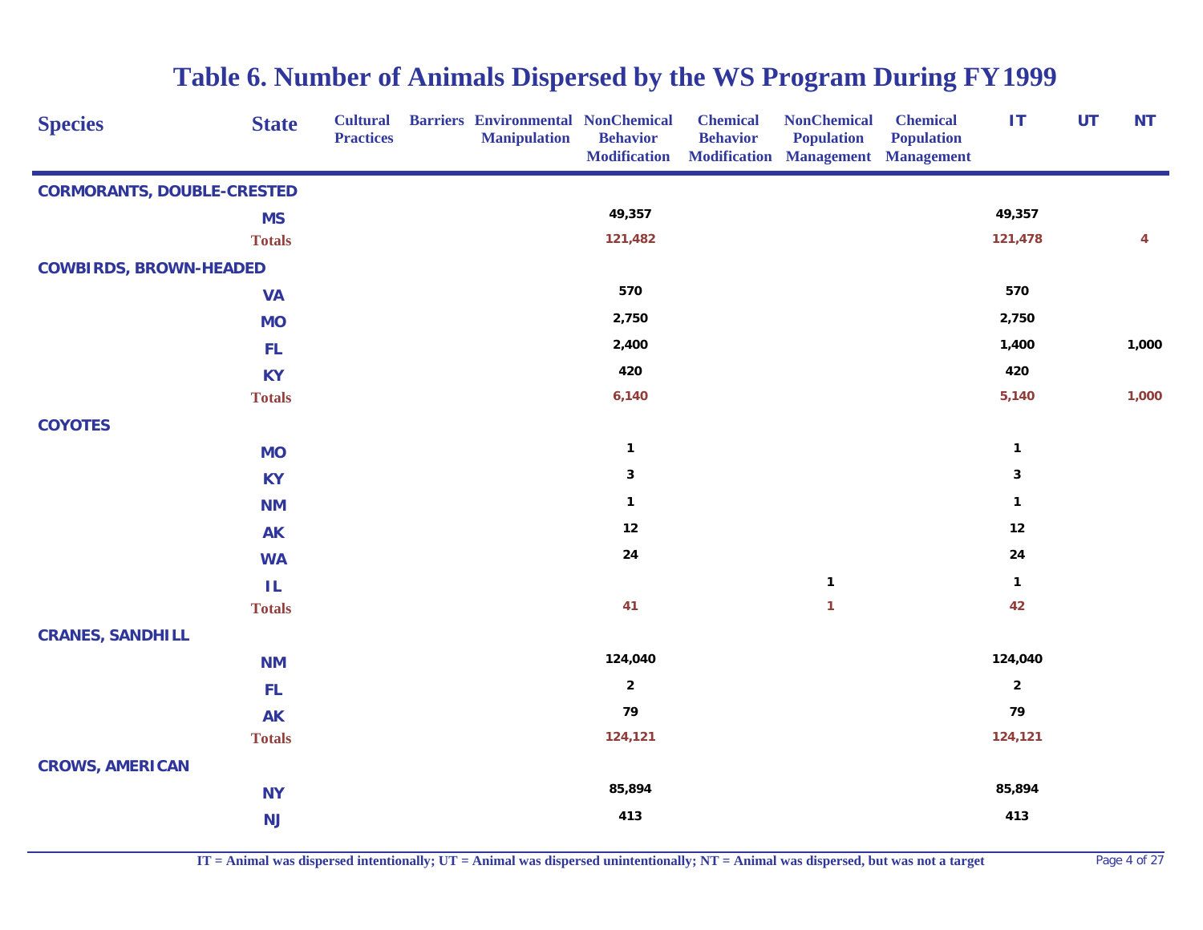# Table 6. Number of Animals Dispersed by the WS Program During FY1999

| Species | State | Cultural Practices | Barriers | Environmental Manipulation | NonChemical Behavior Modification | Chemical Behavior Modification | NonChemical Population Management | Chemical Population Management | IT | UT | NT |
|---|---|---|---|---|---|---|---|---|---|---|---|
| **CORMORANTS, DOUBLE-CRESTED** | | | | | | | | | | | |
| | MS | | | | 49,357 | | | | 49,357 | | |
| | **Totals** | | | | 121,482 | | | | 121,478 | | 4 |
| **COWBIRDS, BROWN-HEADED** | | | | | | | | | | | |
| | VA | | | | 570 | | | | 570 | | |
| | MO | | | | 2,750 | | | | 2,750 | | |
| | FL | | | | 2,400 | | | | 1,400 | | 1,000 |
| | KY | | | | 420 | | | | 420 | | |
| | **Totals** | | | | 6,140 | | | | 5,140 | | 1,000 |
| **COYOTES** | | | | | | | | | | | |
| | MO | | | | 1 | | | | 1 | | |
| | KY | | | | 3 | | | | 3 | | |
| | NM | | | | 1 | | | | 1 | | |
| | AK | | | | 12 | | | | 12 | | |
| | WA | | | | 24 | | | | 24 | | |
| | IL | | | | | | 1 | | 1 | | |
| | **Totals** | | | | 41 | | 1 | | 42 | | |
| **CRANES, SANDHILL** | | | | | | | | | | | |
| | NM | | | | 124,040 | | | | 124,040 | | |
| | FL | | | | 2 | | | | 2 | | |
| | AK | | | | 79 | | | | 79 | | |
| | **Totals** | | | | 124,121 | | | | 124,121 | | |
| **CROWS, AMERICAN** | | | | | | | | | | | |
| | NY | | | | 85,894 | | | | 85,894 | | |
| | NJ | | | | 413 | | | | 413 | | |

IT = Animal was dispersed intentionally; UT = Animal was dispersed unintentionally; NT = Animal was dispersed, but was not a target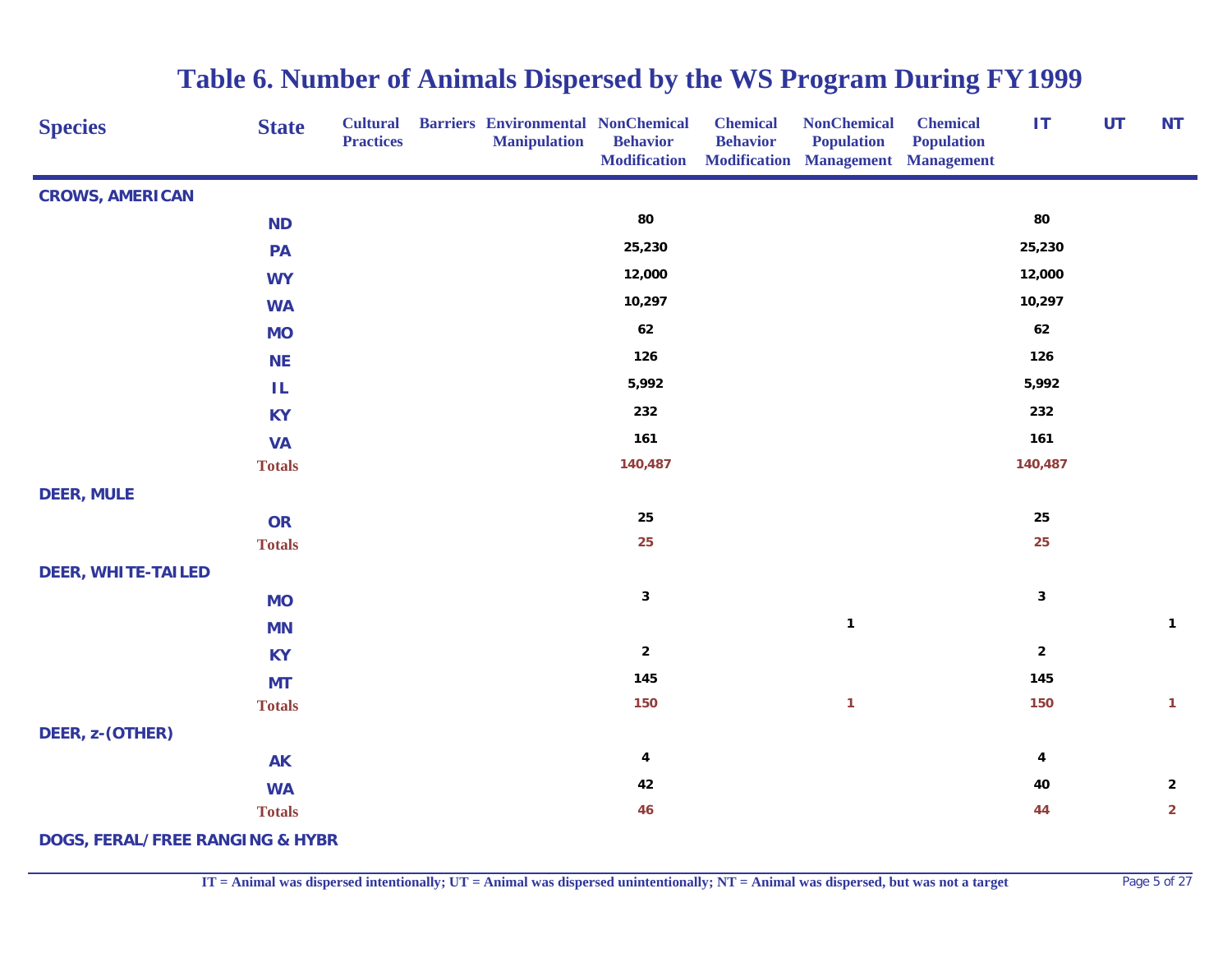# Table 6. Number of Animals Dispersed by the WS Program During FY1999

| Species | State | Cultural Practices | Barriers | Environmental Manipulation | NonChemical Behavior Modification | Chemical Behavior Modification | NonChemical Population Management | Chemical Population Management | IT | UT | NT |
|---|---|---|---|---|---|---|---|---|---|---|---|
| **CROWS, AMERICAN** | | | | | | | | | | | |
| | ND | | | | 80 | | | | 80 | | |
| | PA | | | | 25,230 | | | | 25,230 | | |
| | WY | | | | 12,000 | | | | 12,000 | | |
| | WA | | | | 10,297 | | | | 10,297 | | |
| | MO | | | | 62 | | | | 62 | | |
| | NE | | | | 126 | | | | 126 | | |
| | IL | | | | 5,992 | | | | 5,992 | | |
| | KY | | | | 232 | | | | 232 | | |
| | VA | | | | 161 | | | | 161 | | |
| | **Totals** | | | | 140,487 | | | | 140,487 | | |
| **DEER, MULE** | | | | | | | | | | | |
| | OR | | | | 25 | | | | 25 | | |
| | **Totals** | | | | 25 | | | | 25 | | |
| **DEER, WHITE-TAILED** | | | | | | | | | | | |
| | MO | | | | 3 | | | | 3 | | |
| | MN | | | | | | 1 | | | | 1 |
| | KY | | | | 2 | | | | 2 | | |
| | MT | | | | 145 | | | | 145 | | |
| | **Totals** | | | | 150 | | 1 | | 150 | | 1 |
| **DEER, z-(OTHER)** | | | | | | | | | | | |
| | AK | | | | 4 | | | | 4 | | |
| | WA | | | | 42 | | | | 40 | | 2 |
| | **Totals** | | | | 46 | | | | 44 | | 2 |
| **DOGS, FERAL/FREE RANGING & HYBR** | | | | | | | | | | | |

IT = Animal was dispersed intentionally; UT = Animal was dispersed unintentionally; NT = Animal was dispersed, but was not a target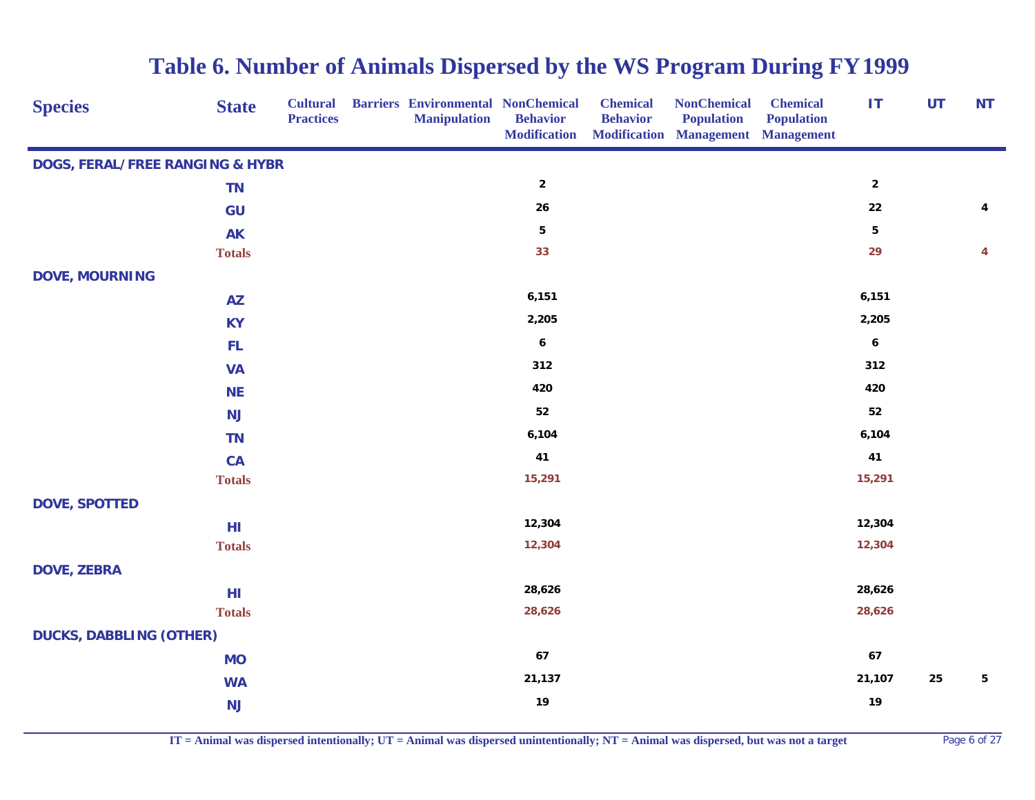# Table 6. Number of Animals Dispersed by the WS Program During FY1999

| Species | State | Cultural Practices | Barriers | Environmental Manipulation | NonChemical Behavior Modification | Chemical Behavior Modification | NonChemical Population Management | Chemical Population Management | IT | UT | NT |
|---|---|---|---|---|---|---|---|---|---|---|---|
| **DOGS, FERAL/FREE RANGING & HYBR** | | | | | | | | | | | |
| | TN | | | | 2 | | | | 2 | | |
| | GU | | | | 26 | | | | 22 | | 4 |
| | AK | | | | 5 | | | | 5 | | |
| | **Totals** | | | | **33** | | | | **29** | | **4** |
| **DOVE, MOURNING** | | | | | | | | | | | |
| | AZ | | | | 6,151 | | | | 6,151 | | |
| | KY | | | | 2,205 | | | | 2,205 | | |
| | FL | | | | 6 | | | | 6 | | |
| | VA | | | | 312 | | | | 312 | | |
| | NE | | | | 420 | | | | 420 | | |
| | NJ | | | | 52 | | | | 52 | | |
| | TN | | | | 6,104 | | | | 6,104 | | |
| | CA | | | | 41 | | | | 41 | | |
| | **Totals** | | | | **15,291** | | | | **15,291** | | |
| **DOVE, SPOTTED** | | | | | | | | | | | |
| | HI | | | | 12,304 | | | | 12,304 | | |
| | **Totals** | | | | **12,304** | | | | **12,304** | | |
| **DOVE, ZEBRA** | | | | | | | | | | | |
| | HI | | | | 28,626 | | | | 28,626 | | |
| | **Totals** | | | | **28,626** | | | | **28,626** | | |
| **DUCKS, DABBLING (OTHER)** | | | | | | | | | | | |
| | MO | | | | 67 | | | | 67 | | |
| | WA | | | | 21,137 | | | | 21,107 | 25 | 5 |
| | NJ | | | | 19 | | | | 19 | | |

IT = Animal was dispersed intentionally; UT = Animal was dispersed unintentionally; NT = Animal was dispersed, but was not a target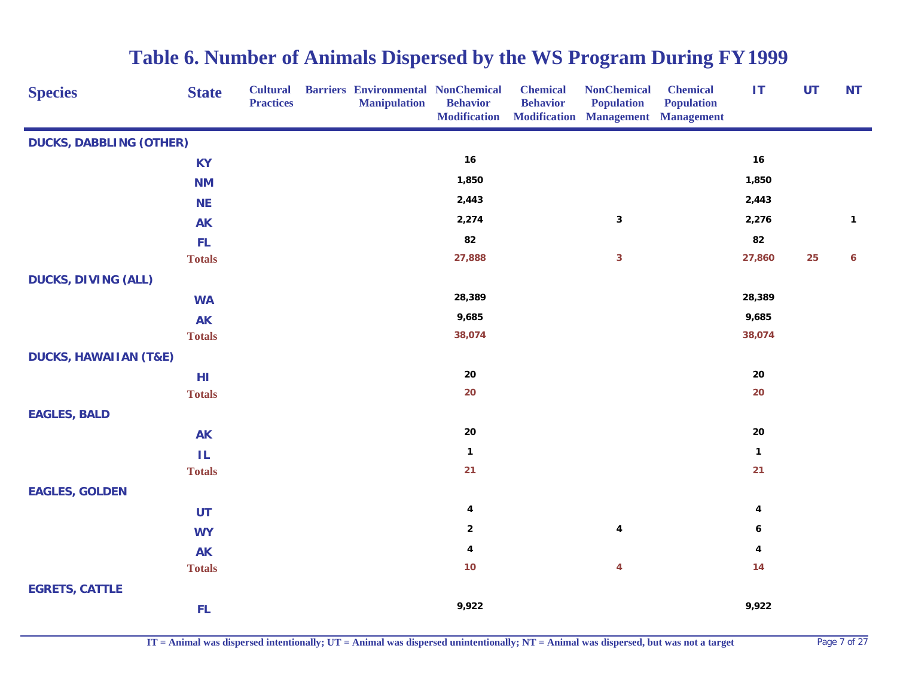# Table 6. Number of Animals Dispersed by the WS Program During FY1999

| Species | State | Cultural Practices | Barriers | Environmental Manipulation | NonChemical Behavior Modification | Chemical Behavior Modification | NonChemical Population Management | Chemical Population Management | IT | UT | NT |
|---|---|---|---|---|---|---|---|---|---|---|---|
| DUCKS, DABBLING (OTHER) | | | | | | | | | | | |
| | KY | | | | 16 | | | | 16 | | |
| | NM | | | | 1,850 | | | | 1,850 | | |
| | NE | | | | 2,443 | | | | 2,443 | | |
| | AK | | | | 2,274 | | 3 | | 2,276 | | 1 |
| | FL | | | | 82 | | | | 82 | | |
| | Totals | | | | 27,888 | | 3 | | 27,860 | 25 | 6 |
| DUCKS, DIVING (ALL) | | | | | | | | | | | |
| | WA | | | | 28,389 | | | | 28,389 | | |
| | AK | | | | 9,685 | | | | 9,685 | | |
| | Totals | | | | 38,074 | | | | 38,074 | | |
| DUCKS, HAWAIIAN (T&E) | | | | | | | | | | | |
| | HI | | | | 20 | | | | 20 | | |
| | Totals | | | | 20 | | | | 20 | | |
| EAGLES, BALD | | | | | | | | | | | |
| | AK | | | | 20 | | | | 20 | | |
| | IL | | | | 1 | | | | 1 | | |
| | Totals | | | | 21 | | | | 21 | | |
| EAGLES, GOLDEN | | | | | | | | | | | |
| | UT | | | | 4 | | | | 4 | | |
| | WY | | | | 2 | | 4 | | 6 | | |
| | AK | | | | 4 | | | | 4 | | |
| | Totals | | | | 10 | | 4 | | 14 | | |
| EGRETS, CATTLE | | | | | | | | | | | |
| | FL | | | | 9,922 | | | | 9,922 | | |

IT = Animal was dispersed intentionally; UT = Animal was dispersed unintentionally; NT = Animal was dispersed, but was not a target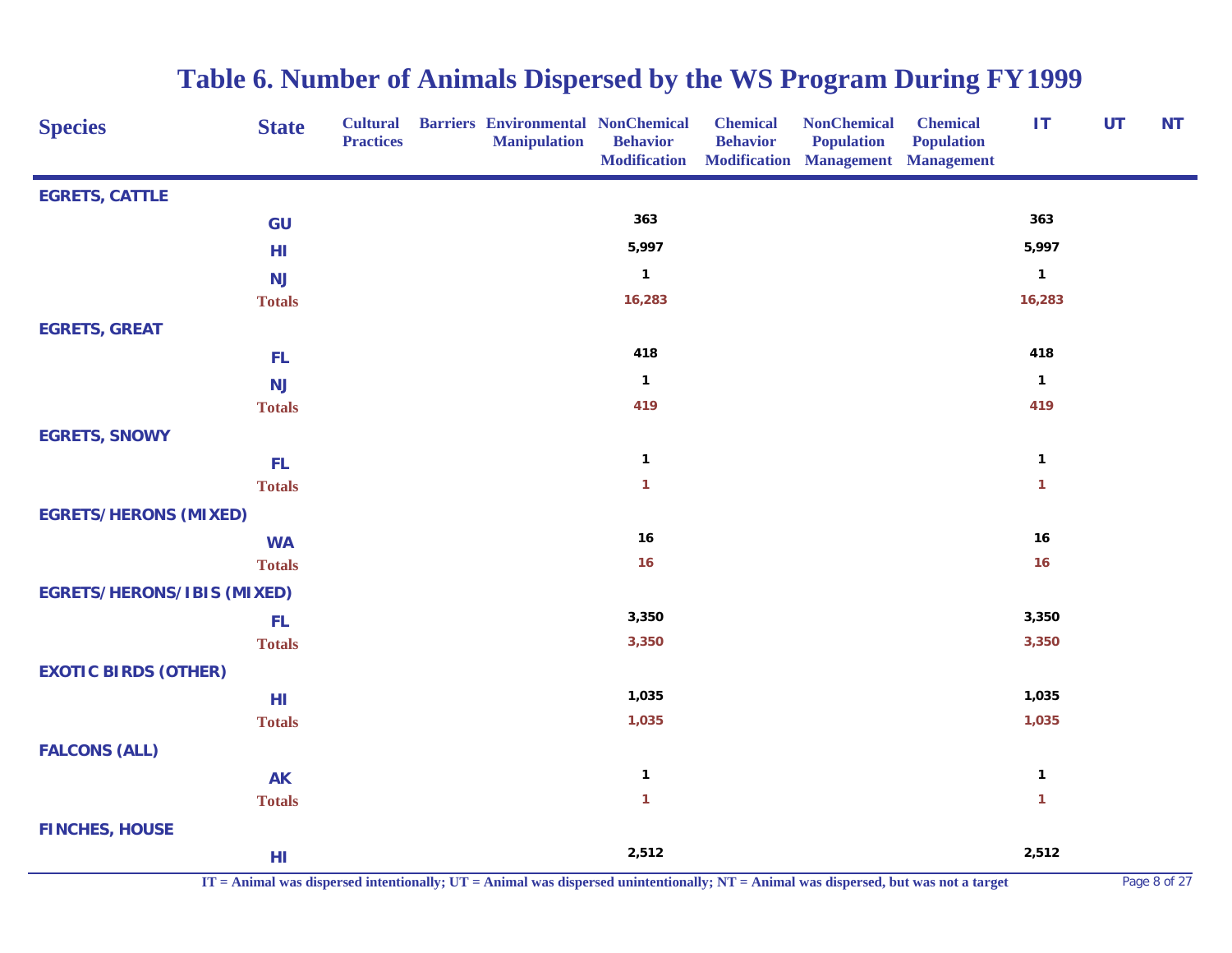# Table 6. Number of Animals Dispersed by the WS Program During FY1999

| Species | State | Cultural Practices | Barriers | Environmental Manipulation | NonChemical Behavior Modification | Chemical Behavior Modification | NonChemical Population Management | Chemical Population Management | IT | UT | NT |
|---|---|---|---|---|---|---|---|---|---|---|---|
| EGRETS, CATTLE | | | | | | | | | | | |
| | GU | | | | 363 | | | | 363 | | |
| | HI | | | | 5,997 | | | | 5,997 | | |
| | NJ | | | | 1 | | | | 1 | | |
| | Totals | | | | 16,283 | | | | 16,283 | | |
| EGRETS, GREAT | | | | | | | | | | | |
| | FL | | | | 418 | | | | 418 | | |
| | NJ | | | | 1 | | | | 1 | | |
| | Totals | | | | 419 | | | | 419 | | |
| EGRETS, SNOWY | | | | | | | | | | | |
| | FL | | | | 1 | | | | 1 | | |
| | Totals | | | | 1 | | | | 1 | | |
| EGRETS/HERONS (MIXED) | | | | | | | | | | | |
| | WA | | | | 16 | | | | 16 | | |
| | Totals | | | | 16 | | | | 16 | | |
| EGRETS/HERONS/IBIS (MIXED) | | | | | | | | | | | |
| | FL | | | | 3,350 | | | | 3,350 | | |
| | Totals | | | | 3,350 | | | | 3,350 | | |
| EXOTIC BIRDS (OTHER) | | | | | | | | | | | |
| | HI | | | | 1,035 | | | | 1,035 | | |
| | Totals | | | | 1,035 | | | | 1,035 | | |
| FALCONS (ALL) | | | | | | | | | | | |
| | AK | | | | 1 | | | | 1 | | |
| | Totals | | | | 1 | | | | 1 | | |
| FINCHES, HOUSE | | | | | | | | | | | |
| | HI | | | | 2,512 | | | | 2,512 | | |

IT = Animal was dispersed intentionally; UT = Animal was dispersed unintentionally; NT = Animal was dispersed, but was not a target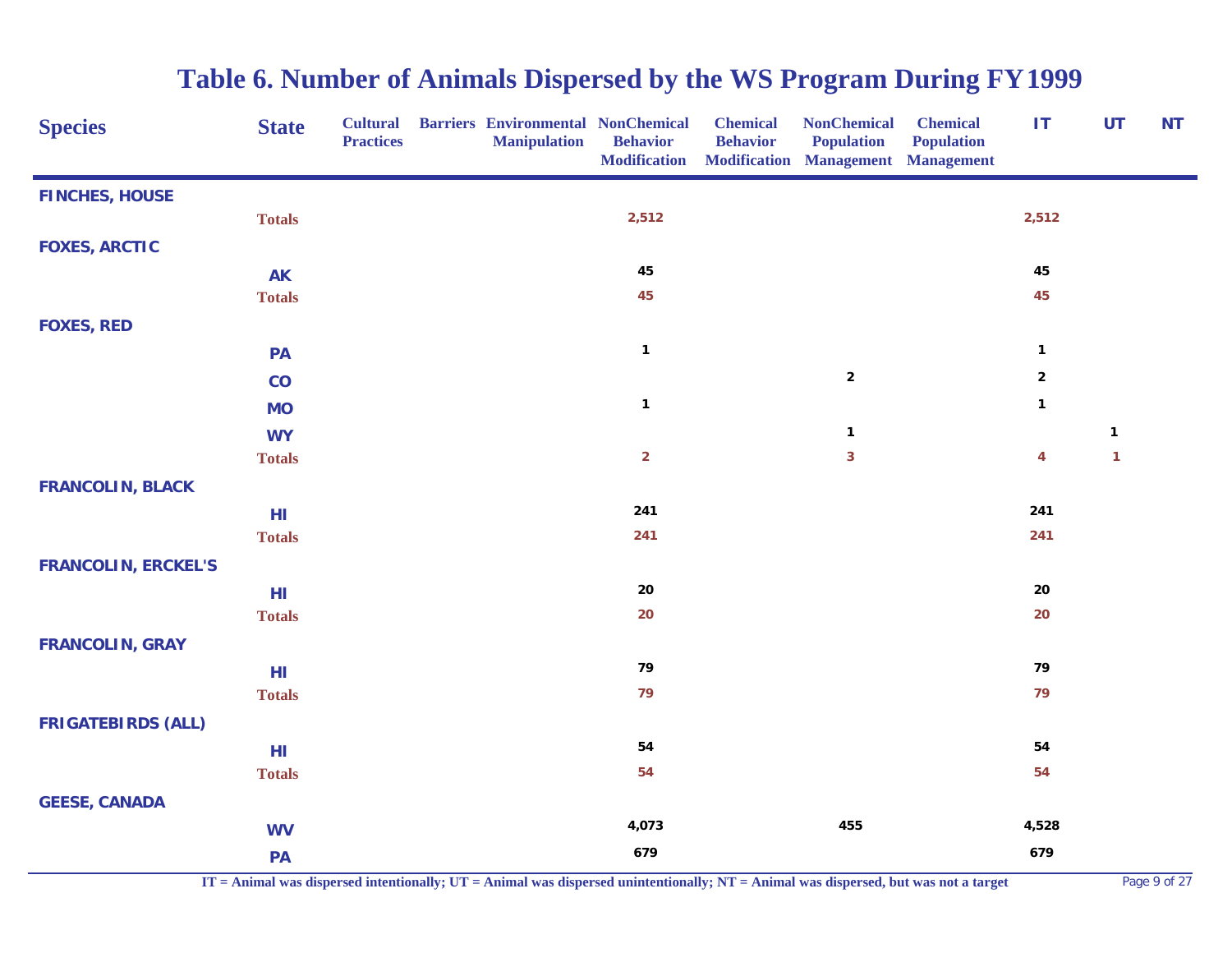# Table 6. Number of Animals Dispersed by the WS Program During FY1999

| Species | State | Cultural Practices | Barriers | Environmental Manipulation | NonChemical Behavior Modification | Chemical Behavior Modification | NonChemical Population Management | Chemical Population Management | IT | UT | NT |
|---|---|---|---|---|---|---|---|---|---|---|---|
| **FINCHES, HOUSE** | | | | | | | | | | | |
| | **Totals** | | | | 2,512 | | | | 2,512 | | |
| **FOXES, ARCTIC** | | | | | | | | | | | |
| | AK | | | | 45 | | | | 45 | | |
| | **Totals** | | | | 45 | | | | 45 | | |
| **FOXES, RED** | | | | | | | | | | | |
| | PA | | | | 1 | | | | 1 | | |
| | CO | | | | | | 2 | | 2 | | |
| | MO | | | | 1 | | | | 1 | | |
| | WY | | | | | | 1 | | | 1 | |
| | **Totals** | | | | 2 | | 3 | | 4 | 1 | |
| **FRANCOLIN, BLACK** | | | | | | | | | | | |
| | HI | | | | 241 | | | | 241 | | |
| | **Totals** | | | | 241 | | | | 241 | | |
| **FRANCOLIN, ERCKEL'S** | | | | | | | | | | | |
| | HI | | | | 20 | | | | 20 | | |
| | **Totals** | | | | 20 | | | | 20 | | |
| **FRANCOLIN, GRAY** | | | | | | | | | | | |
| | HI | | | | 79 | | | | 79 | | |
| | **Totals** | | | | 79 | | | | 79 | | |
| **FRIGATEBIRDS (ALL)** | | | | | | | | | | | |
| | HI | | | | 54 | | | | 54 | | |
| | **Totals** | | | | 54 | | | | 54 | | |
| **GEESE, CANADA** | | | | | | | | | | | |
| | WV | | | | 4,073 | | 455 | | 4,528 | | |
| | PA | | | | 679 | | | | 679 | | |

IT = Animal was dispersed intentionally; UT = Animal was dispersed unintentionally; NT = Animal was dispersed, but was not a target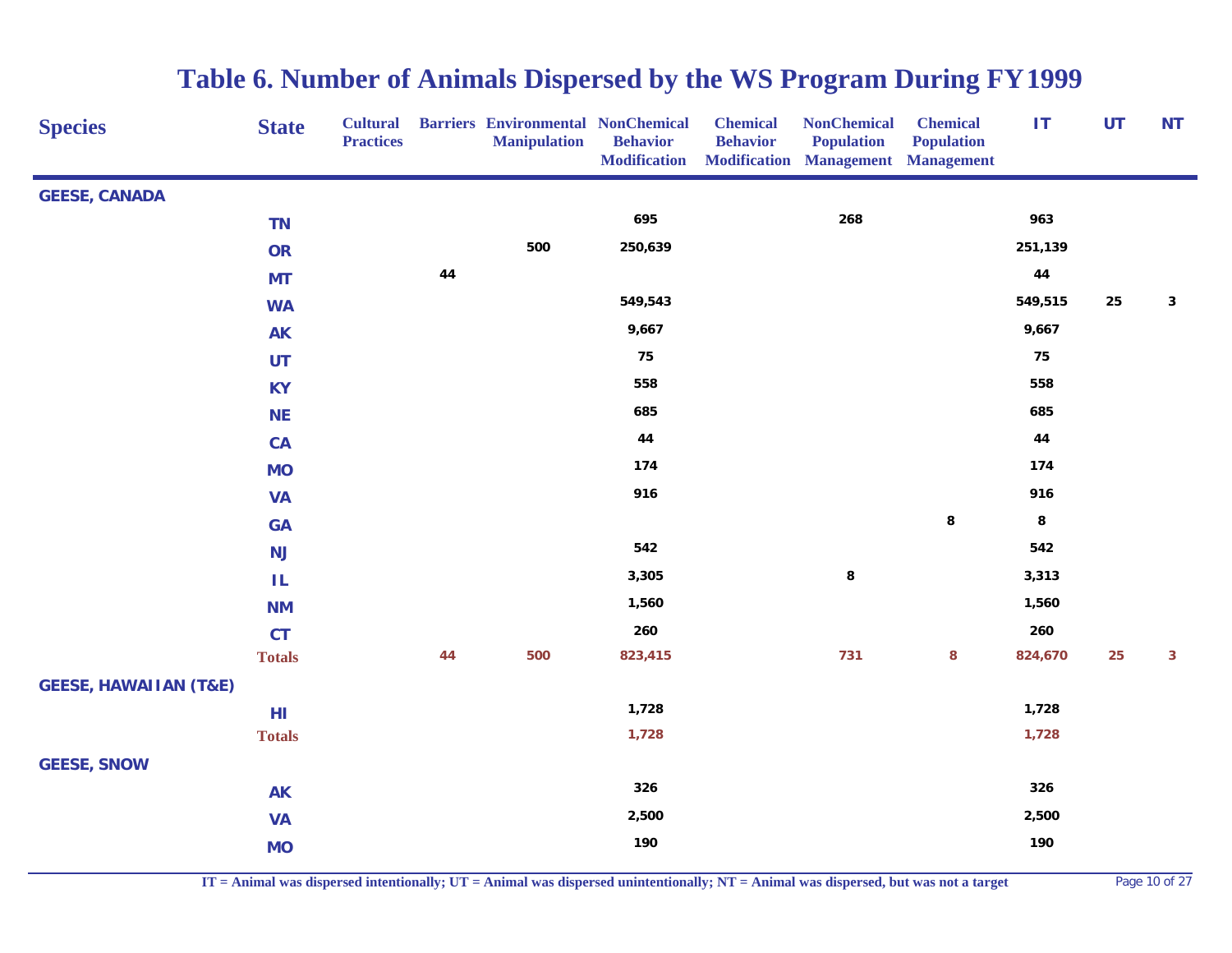# Table 6. Number of Animals Dispersed by the WS Program During FY1999

| Species | State | Cultural Practices | Barriers | Environmental Manipulation | NonChemical Behavior Modification | Chemical Behavior Modification | NonChemical Population Management | Chemical Population Management | IT | UT | NT |
|---|---|---|---|---|---|---|---|---|---|---|---|
| **GEESE, CANADA** | | | | | | | | | | | |
| | TN | | | | 695 | | 268 | | 963 | | |
| | OR | | | 500 | 250,639 | | | | 251,139 | | |
| | MT | | 44 | | | | | | 44 | | |
| | WA | | | | 549,543 | | | | 549,515 | 25 | 3 |
| | AK | | | | 9,667 | | | | 9,667 | | |
| | UT | | | | 75 | | | | 75 | | |
| | KY | | | | 558 | | | | 558 | | |
| | NE | | | | 685 | | | | 685 | | |
| | CA | | | | 44 | | | | 44 | | |
| | MO | | | | 174 | | | | 174 | | |
| | VA | | | | 916 | | | | 916 | | |
| | GA | | | | | | | 8 | 8 | | |
| | NJ | | | | 542 | | | | 542 | | |
| | IL | | | | 3,305 | | 8 | | 3,313 | | |
| | NM | | | | 1,560 | | | | 1,560 | | |
| | CT | | | | 260 | | | | 260 | | |
| | **Totals** | | 44 | 500 | 823,415 | | 731 | 8 | 824,670 | 25 | 3 |
| **GEESE, HAWAIIAN (T&E)** | | | | | | | | | | | |
| | HI | | | | 1,728 | | | | 1,728 | | |
| | **Totals** | | | | 1,728 | | | | 1,728 | | |
| **GEESE, SNOW** | | | | | | | | | | | |
| | AK | | | | 326 | | | | 326 | | |
| | VA | | | | 2,500 | | | | 2,500 | | |
| | MO | | | | 190 | | | | 190 | | |

IT = Animal was dispersed intentionally; UT = Animal was dispersed unintentionally; NT = Animal was dispersed, but was not a target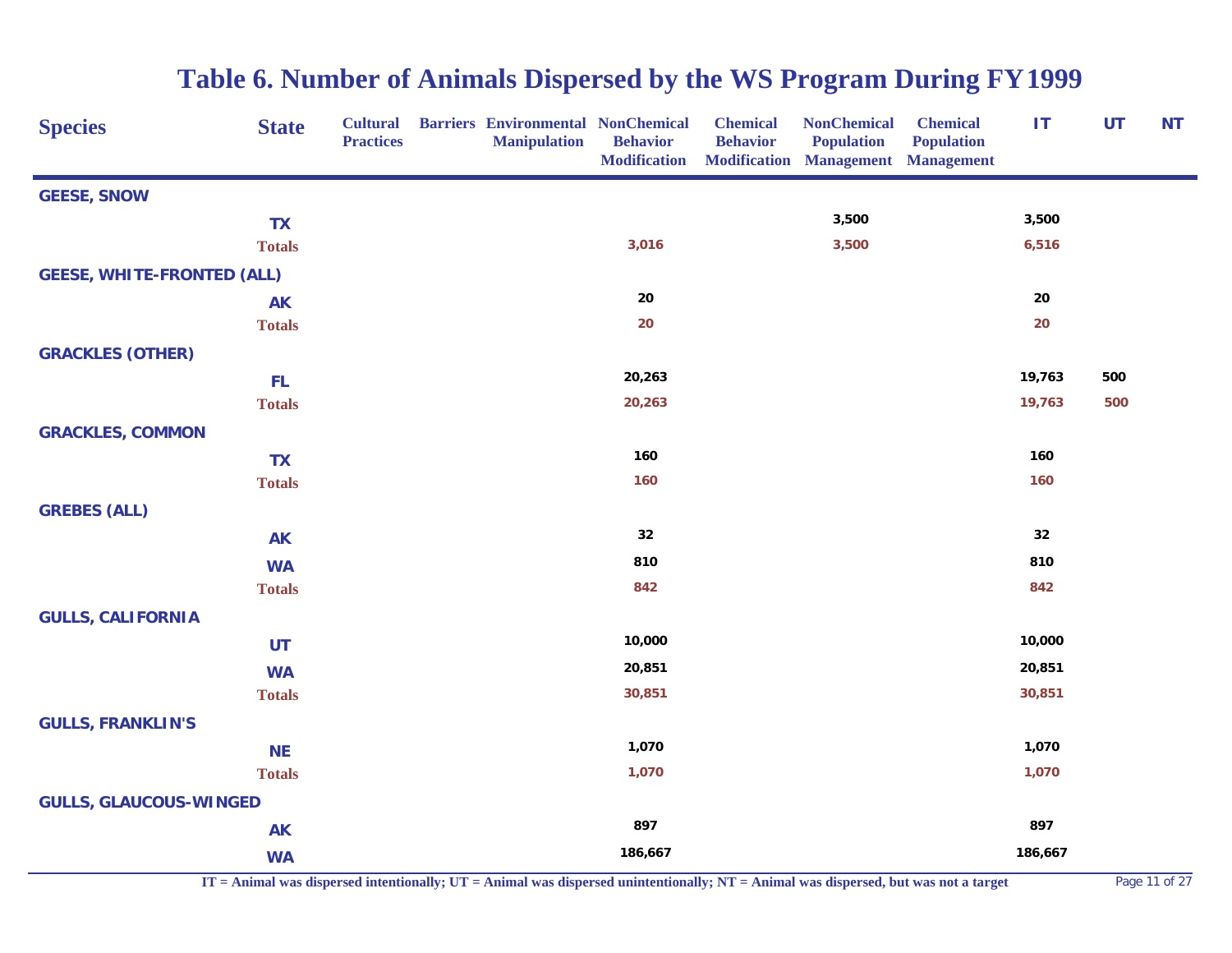# Table 6. Number of Animals Dispersed by the WS Program During FY1999

| Species | State | Cultural Practices | Barriers | Environmental Manipulation | NonChemical Behavior Modification | Chemical Behavior Modification | NonChemical Population Management | Chemical Population Management | IT | UT | NT |
|---|---|---|---|---|---|---|---|---|---|---|---|
| **GEESE, SNOW** | | | | | | | | | | | |
| | TX | | | | | | 3,500 | | 3,500 | | |
| | **Totals** | | | | 3,016 | | 3,500 | | 6,516 | | |
| **GEESE, WHITE-FRONTED (ALL)** | | | | | | | | | | | |
| | AK | | | | 20 | | | | 20 | | |
| | **Totals** | | | | 20 | | | | 20 | | |
| **GRACKLES (OTHER)** | | | | | | | | | | | |
| | FL | | | | 20,263 | | | | 19,763 | 500 | |
| | **Totals** | | | | 20,263 | | | | 19,763 | 500 | |
| **GRACKLES, COMMON** | | | | | | | | | | | |
| | TX | | | | 160 | | | | 160 | | |
| | **Totals** | | | | 160 | | | | 160 | | |
| **GREBES (ALL)** | | | | | | | | | | | |
| | AK | | | | 32 | | | | 32 | | |
| | WA | | | | 810 | | | | 810 | | |
| | **Totals** | | | | 842 | | | | 842 | | |
| **GULLS, CALIFORNIA** | | | | | | | | | | | |
| | UT | | | | 10,000 | | | | 10,000 | | |
| | WA | | | | 20,851 | | | | 20,851 | | |
| | **Totals** | | | | 30,851 | | | | 30,851 | | |
| **GULLS, FRANKLIN'S** | | | | | | | | | | | |
| | NE | | | | 1,070 | | | | 1,070 | | |
| | **Totals** | | | | 1,070 | | | | 1,070 | | |
| **GULLS, GLAUCOUS-WINGED** | | | | | | | | | | | |
| | AK | | | | 897 | | | | 897 | | |
| | WA | | | | 186,667 | | | | 186,667 | | |

IT = Animal was dispersed intentionally; UT = Animal was dispersed unintentionally; NT = Animal was dispersed, but was not a target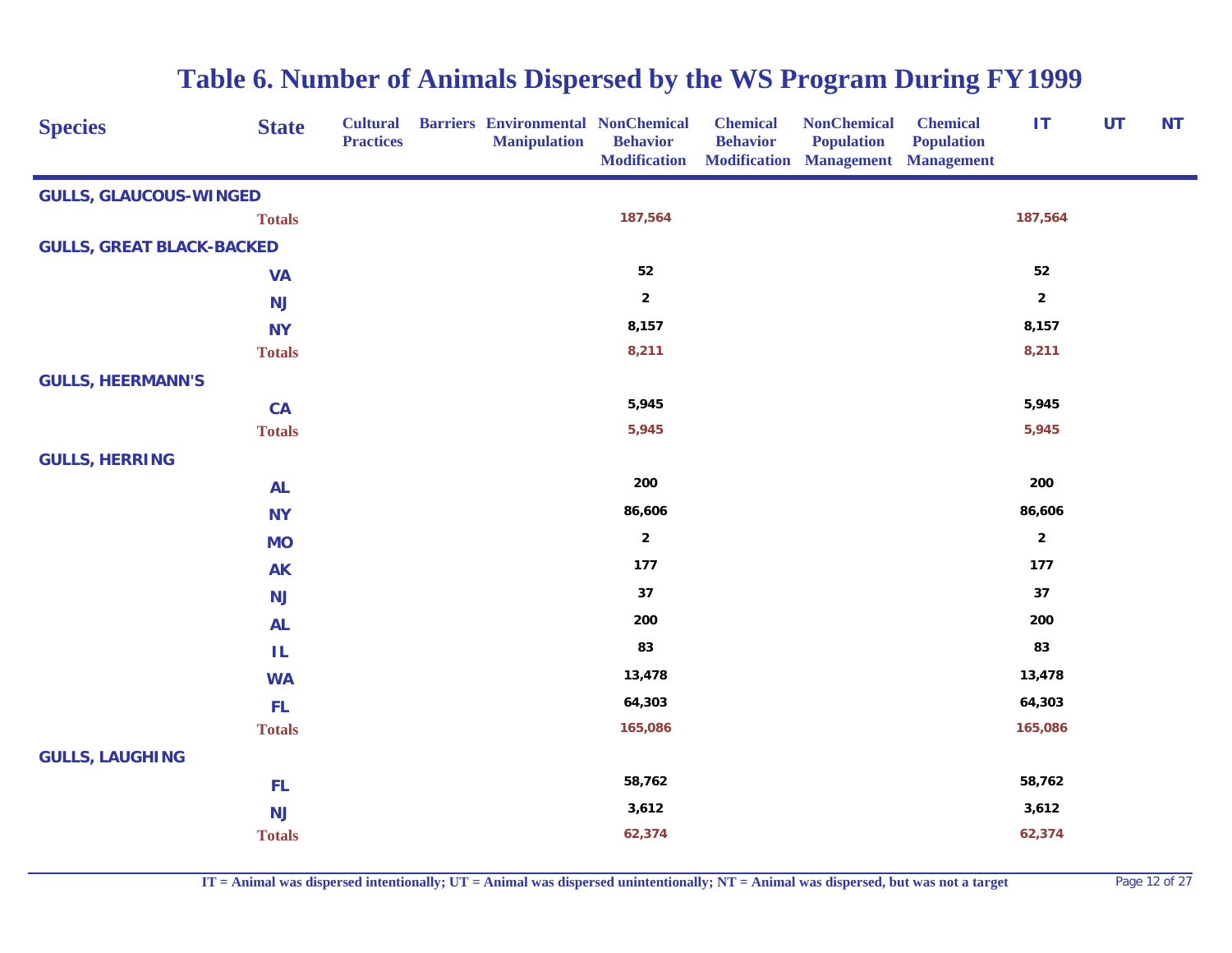# Table 6. Number of Animals Dispersed by the WS Program During FY1999

| Species | State | Cultural Practices | Barriers | Environmental Manipulation | NonChemical Behavior Modification | Chemical Behavior Modification | NonChemical Population Management | Chemical Population Management | IT | UT | NT |
|---|---|---|---|---|---|---|---|---|---|---|---|
| **GULLS, GLAUCOUS-WINGED** | | | | | | | | | | | |
| | **Totals** | | | | 187,564 | | | | 187,564 | | |
| **GULLS, GREAT BLACK-BACKED** | | | | | | | | | | | |
| | VA | | | | 52 | | | | 52 | | |
| | NJ | | | | 2 | | | | 2 | | |
| | NY | | | | 8,157 | | | | 8,157 | | |
| | **Totals** | | | | 8,211 | | | | 8,211 | | |
| **GULLS, HEERMANN'S** | | | | | | | | | | | |
| | CA | | | | 5,945 | | | | 5,945 | | |
| | **Totals** | | | | 5,945 | | | | 5,945 | | |
| **GULLS, HERRING** | | | | | | | | | | | |
| | AL | | | | 200 | | | | 200 | | |
| | NY | | | | 86,606 | | | | 86,606 | | |
| | MO | | | | 2 | | | | 2 | | |
| | AK | | | | 177 | | | | 177 | | |
| | NJ | | | | 37 | | | | 37 | | |
| | AL | | | | 200 | | | | 200 | | |
| | IL | | | | 83 | | | | 83 | | |
| | WA | | | | 13,478 | | | | 13,478 | | |
| | FL | | | | 64,303 | | | | 64,303 | | |
| | **Totals** | | | | 165,086 | | | | 165,086 | | |
| **GULLS, LAUGHING** | | | | | | | | | | | |
| | FL | | | | 58,762 | | | | 58,762 | | |
| | NJ | | | | 3,612 | | | | 3,612 | | |
| | **Totals** | | | | 62,374 | | | | 62,374 | | |

IT = Animal was dispersed intentionally; UT = Animal was dispersed unintentionally; NT = Animal was dispersed, but was not a target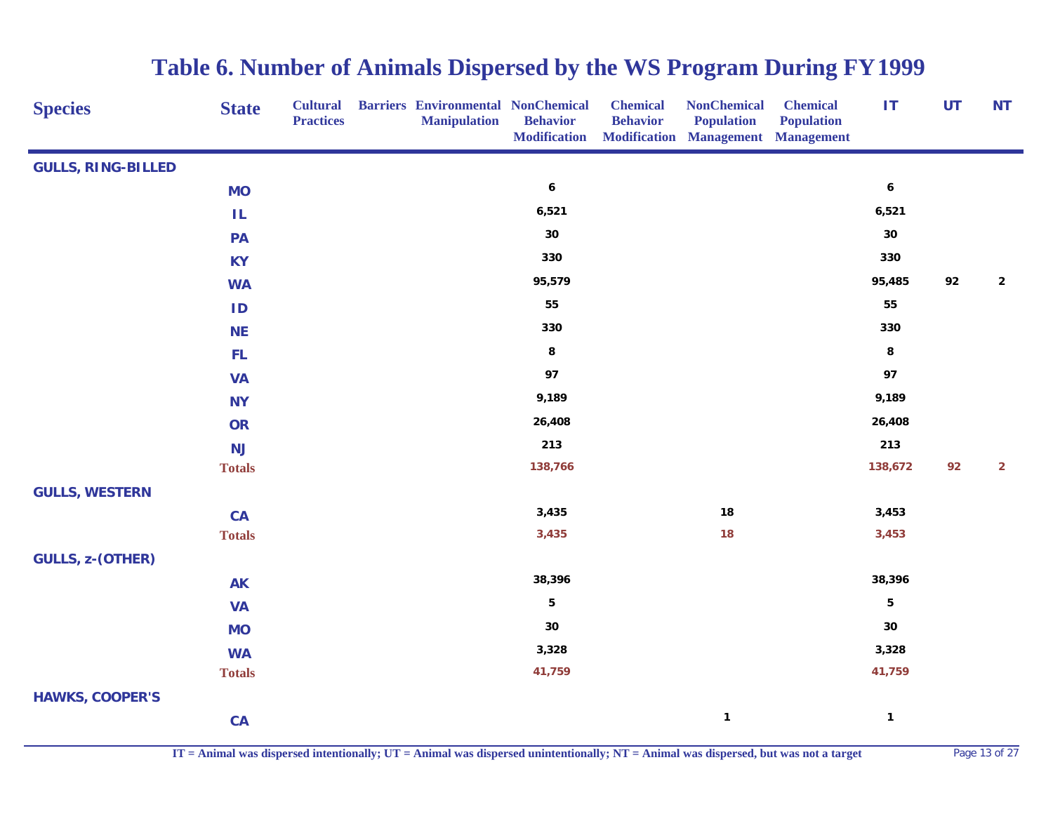# Table 6. Number of Animals Dispersed by the WS Program During FY1999

| Species | State | Cultural Practices | Barriers | Environmental Manipulation | NonChemical Behavior Modification | Chemical Behavior Modification | NonChemical Population Management | Chemical Population Management | IT | UT | NT |
|---|---|---|---|---|---|---|---|---|---|---|---|
| GULLS, RING-BILLED | | | | | | | | | | | |
| | MO | | | | 6 | | | | 6 | | |
| | IL | | | | 6,521 | | | | 6,521 | | |
| | PA | | | | 30 | | | | 30 | | |
| | KY | | | | 330 | | | | 330 | | |
| | WA | | | | 95,579 | | | | 95,485 | 92 | 2 |
| | ID | | | | 55 | | | | 55 | | |
| | NE | | | | 330 | | | | 330 | | |
| | FL | | | | 8 | | | | 8 | | |
| | VA | | | | 97 | | | | 97 | | |
| | NY | | | | 9,189 | | | | 9,189 | | |
| | OR | | | | 26,408 | | | | 26,408 | | |
| | NJ | | | | 213 | | | | 213 | | |
| | Totals | | | | 138,766 | | | | 138,672 | 92 | 2 |
| GULLS, WESTERN | | | | | | | | | | | |
| | CA | | | | 3,435 | | 18 | | 3,453 | | |
| | Totals | | | | 3,435 | | 18 | | 3,453 | | |
| GULLS, z-(OTHER) | | | | | | | | | | | |
| | AK | | | | 38,396 | | | | 38,396 | | |
| | VA | | | | 5 | | | | 5 | | |
| | MO | | | | 30 | | | | 30 | | |
| | WA | | | | 3,328 | | | | 3,328 | | |
| | Totals | | | | 41,759 | | | | 41,759 | | |
| HAWKS, COOPER'S | | | | | | | | | | | |
| | CA | | | | | | 1 | | 1 | | |

IT = Animal was dispersed intentionally; UT = Animal was dispersed unintentionally; NT = Animal was dispersed, but was not a target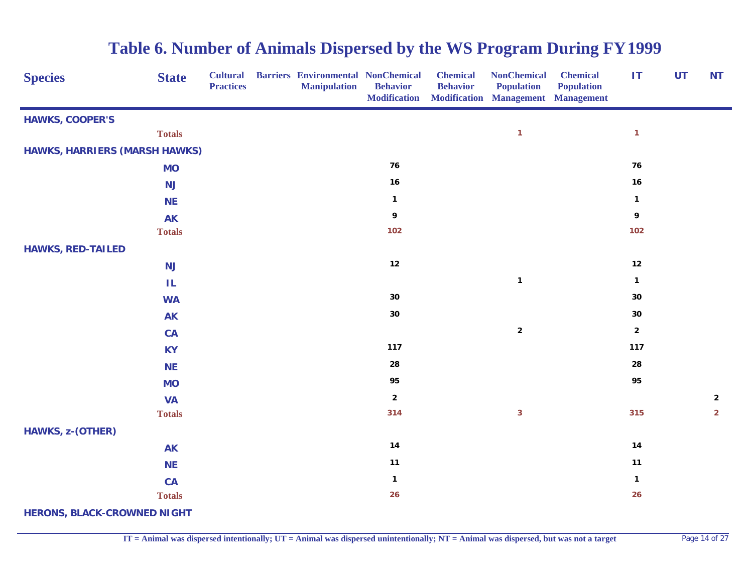# Table 6. Number of Animals Dispersed by the WS Program During FY1999

| Species | State | Cultural Practices | Barriers | Environmental Manipulation | NonChemical Behavior Modification | Chemical Behavior Modification | NonChemical Population Management | Chemical Population Management | IT | UT | NT |
|---|---|---|---|---|---|---|---|---|---|---|---|
| **HAWKS, COOPER'S** | | | | | | | | | | | |
| | **Totals** | | | | | | 1 | | 1 | | |
| **HAWKS, HARRIERS (MARSH HAWKS)** | | | | | | | | | | | |
| | MO | | | | 76 | | | | 76 | | |
| | NJ | | | | 16 | | | | 16 | | |
| | NE | | | | 1 | | | | 1 | | |
| | AK | | | | 9 | | | | 9 | | |
| | **Totals** | | | | 102 | | | | 102 | | |
| **HAWKS, RED-TAILED** | | | | | | | | | | | |
| | NJ | | | | 12 | | | | 12 | | |
| | IL | | | | | | 1 | | 1 | | |
| | WA | | | | 30 | | | | 30 | | |
| | AK | | | | 30 | | | | 30 | | |
| | CA | | | | | | 2 | | 2 | | |
| | KY | | | | 117 | | | | 117 | | |
| | NE | | | | 28 | | | | 28 | | |
| | MO | | | | 95 | | | | 95 | | |
| | VA | | | | 2 | | | | | | 2 |
| | **Totals** | | | | 314 | | 3 | | 315 | | 2 |
| **HAWKS, z-(OTHER)** | | | | | | | | | | | |
| | AK | | | | 14 | | | | 14 | | |
| | NE | | | | 11 | | | | 11 | | |
| | CA | | | | 1 | | | | 1 | | |
| | **Totals** | | | | 26 | | | | 26 | | |
| **HERONS, BLACK-CROWNED NIGHT** | | | | | | | | | | | |

IT = Animal was dispersed intentionally; UT = Animal was dispersed unintentionally; NT = Animal was dispersed, but was not a target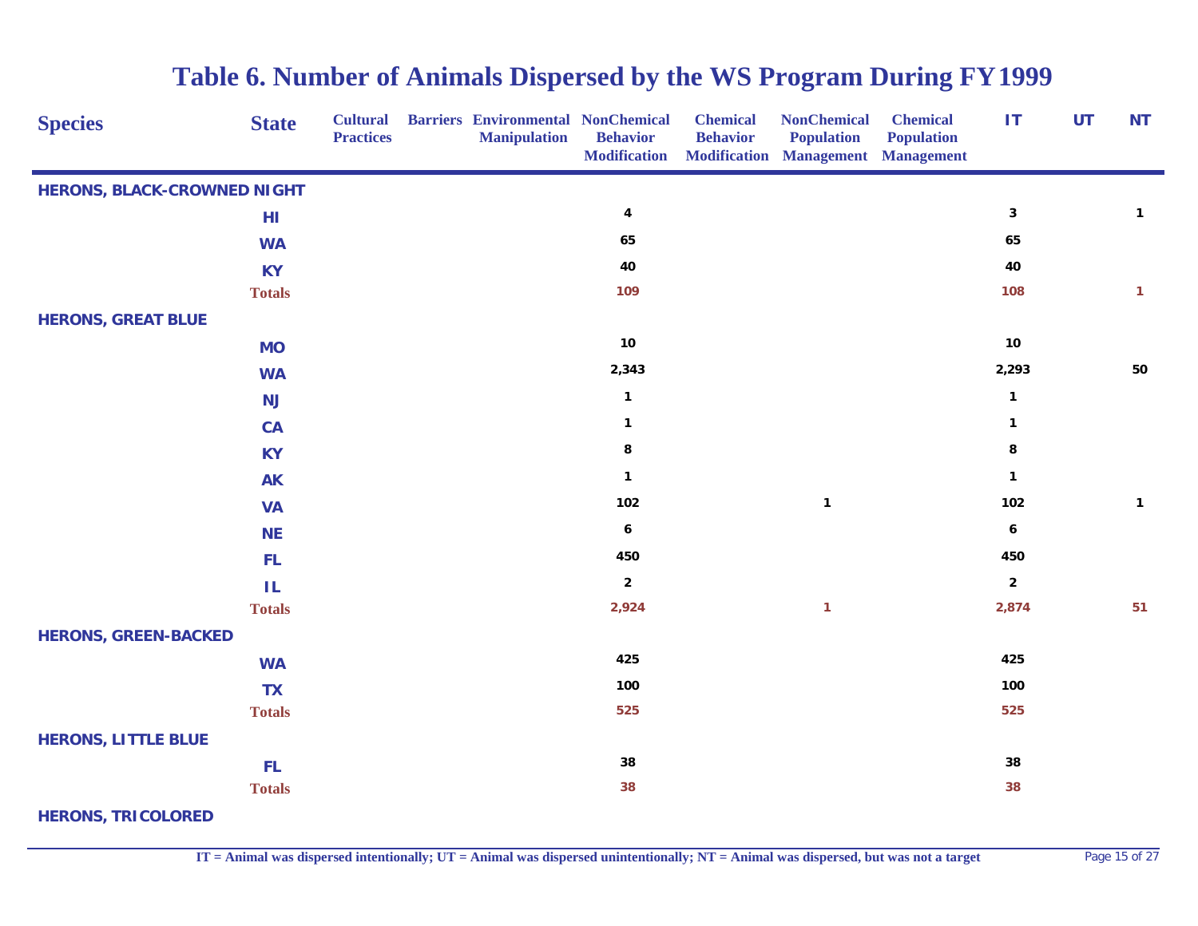# Table 6. Number of Animals Dispersed by the WS Program During FY1999

| Species | State | Cultural Practices | Barriers | Environmental Manipulation | NonChemical Behavior Modification | Chemical Behavior Modification | NonChemical Population Management | Chemical Population Management | IT | UT | NT |
|---|---|---|---|---|---|---|---|---|---|---|---|
| HERONS, BLACK-CROWNED NIGHT | | | | | | | | | | | |
| | HI | | | | 4 | | | | 3 | | 1 |
| | WA | | | | 65 | | | | 65 | | |
| | KY | | | | 40 | | | | 40 | | |
| | Totals | | | | 109 | | | | 108 | | 1 |
| HERONS, GREAT BLUE | | | | | | | | | | | |
| | MO | | | | 10 | | | | 10 | | |
| | WA | | | | 2,343 | | | | 2,293 | | 50 |
| | NJ | | | | 1 | | | | 1 | | |
| | CA | | | | 1 | | | | 1 | | |
| | KY | | | | 8 | | | | 8 | | |
| | AK | | | | 1 | | | | 1 | | |
| | VA | | | | 102 | | 1 | | 102 | | 1 |
| | NE | | | | 6 | | | | 6 | | |
| | FL | | | | 450 | | | | 450 | | |
| | IL | | | | 2 | | | | 2 | | |
| | Totals | | | | 2,924 | | 1 | | 2,874 | | 51 |
| HERONS, GREEN-BACKED | | | | | | | | | | | |
| | WA | | | | 425 | | | | 425 | | |
| | TX | | | | 100 | | | | 100 | | |
| | Totals | | | | 525 | | | | 525 | | |
| HERONS, LITTLE BLUE | | | | | | | | | | | |
| | FL | | | | 38 | | | | 38 | | |
| | Totals | | | | 38 | | | | 38 | | |
| HERONS, TRICOLORED | | | | | | | | | | | |

IT = Animal was dispersed intentionally; UT = Animal was dispersed unintentionally; NT = Animal was dispersed, but was not a target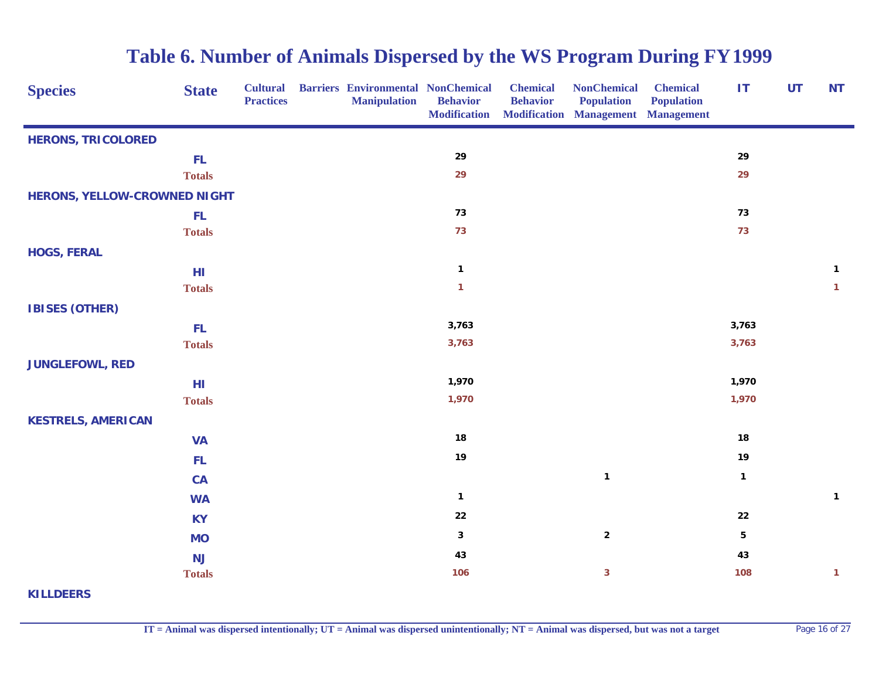# Table 6. Number of Animals Dispersed by the WS Program During FY1999

| Species | State | Cultural Practices | Barriers | Environmental Manipulation | NonChemical Behavior Modification | Chemical Behavior Modification | NonChemical Population Management | Chemical Population Management | IT | UT | NT |
|---|---|---|---|---|---|---|---|---|---|---|---|
| **HERONS, TRICOLORED** | | | | | | | | | | | |
| | FL | | | | 29 | | | | 29 | | |
| | Totals | | | | 29 | | | | 29 | | |
| **HERONS, YELLOW-CROWNED NIGHT** | | | | | | | | | | | |
| | FL | | | | 73 | | | | 73 | | |
| | Totals | | | | 73 | | | | 73 | | |
| **HOGS, FERAL** | | | | | | | | | | | |
| | HI | | | | 1 | | | | | | 1 |
| | Totals | | | | 1 | | | | | | 1 |
| **IBISES (OTHER)** | | | | | | | | | | | |
| | FL | | | | 3,763 | | | | 3,763 | | |
| | Totals | | | | 3,763 | | | | 3,763 | | |
| **JUNGLEFOWL, RED** | | | | | | | | | | | |
| | HI | | | | 1,970 | | | | 1,970 | | |
| | Totals | | | | 1,970 | | | | 1,970 | | |
| **KESTRELS, AMERICAN** | | | | | | | | | | | |
| | VA | | | | 18 | | | | 18 | | |
| | FL | | | | 19 | | | | 19 | | |
| | CA | | | | | | 1 | | 1 | | |
| | WA | | | | 1 | | | | | | 1 |
| | KY | | | | 22 | | | | 22 | | |
| | MO | | | | 3 | | 2 | | 5 | | |
| | NJ | | | | 43 | | | | 43 | | |
| | Totals | | | | 106 | | 3 | | 108 | | 1 |
| **KILLDEERS** | | | | | | | | | | | |

IT = Animal was dispersed intentionally; UT = Animal was dispersed unintentionally; NT = Animal was dispersed, but was not a target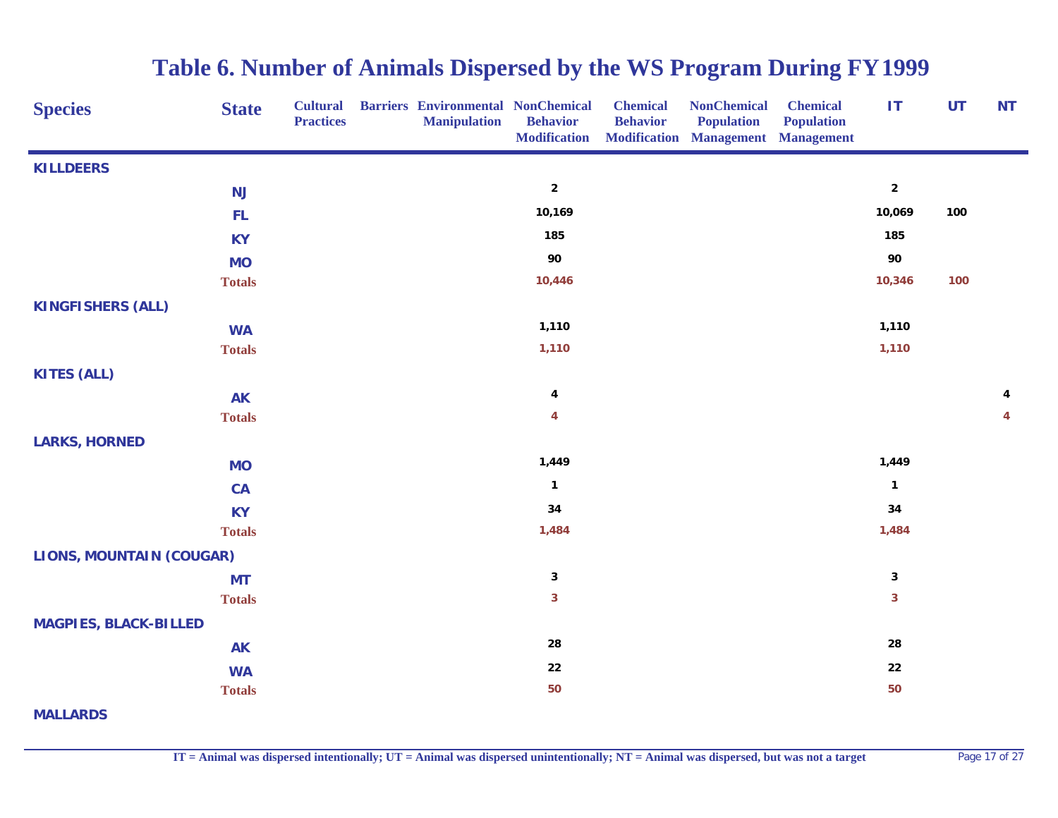# Table 6. Number of Animals Dispersed by the WS Program During FY1999

| Species | State | Cultural Practices | Barriers | Environmental Manipulation | NonChemical Behavior Modification | Chemical Behavior Modification | NonChemical Population Management | Chemical Population Management | IT | UT | NT |
|---|---|---|---|---|---|---|---|---|---|---|---|
| **KILLDEERS** | | | | | | | | | | | |
| | NJ | | | | 2 | | | | 2 | | |
| | FL | | | | 10,169 | | | | 10,069 | 100 | |
| | KY | | | | 185 | | | | 185 | | |
| | MO | | | | 90 | | | | 90 | | |
| | **Totals** | | | | 10,446 | | | | 10,346 | 100 | |
| **KINGFISHERS (ALL)** | | | | | | | | | | | |
| | WA | | | | 1,110 | | | | 1,110 | | |
| | **Totals** | | | | 1,110 | | | | 1,110 | | |
| **KITES (ALL)** | | | | | | | | | | | |
| | AK | | | | 4 | | | | | | 4 |
| | **Totals** | | | | 4 | | | | | | 4 |
| **LARKS, HORNED** | | | | | | | | | | | |
| | MO | | | | 1,449 | | | | 1,449 | | |
| | CA | | | | 1 | | | | 1 | | |
| | KY | | | | 34 | | | | 34 | | |
| | **Totals** | | | | 1,484 | | | | 1,484 | | |
| **LIONS, MOUNTAIN (COUGAR)** | | | | | | | | | | | |
| | MT | | | | 3 | | | | 3 | | |
| | **Totals** | | | | 3 | | | | 3 | | |
| **MAGPIES, BLACK-BILLED** | | | | | | | | | | | |
| | AK | | | | 28 | | | | 28 | | |
| | WA | | | | 22 | | | | 22 | | |
| | **Totals** | | | | 50 | | | | 50 | | |
| **MALLARDS** | | | | | | | | | | | |

IT = Animal was dispersed intentionally; UT = Animal was dispersed unintentionally; NT = Animal was dispersed, but was not a target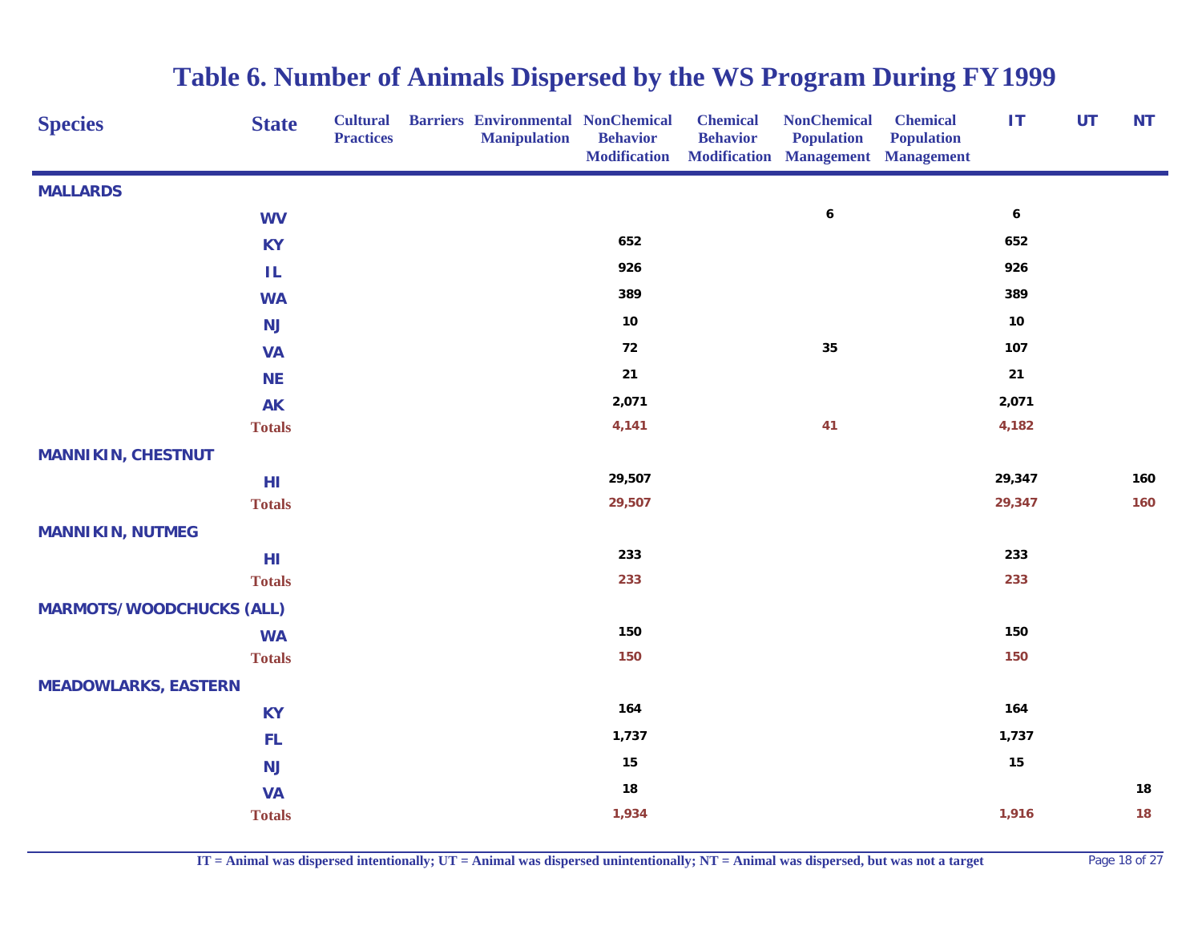# Table 6. Number of Animals Dispersed by the WS Program During FY1999

| Species | State | Cultural Practices | Barriers | Environmental Manipulation | NonChemical Behavior Modification | Chemical Behavior Modification | NonChemical Population Management | Chemical Population Management | IT | UT | NT |
|---|---|---|---|---|---|---|---|---|---|---|---|
| **MALLARDS** | | | | | | | | | | | |
| | WV | | | | | | 6 | | 6 | | |
| | KY | | | | 652 | | | | 652 | | |
| | IL | | | | 926 | | | | 926 | | |
| | WA | | | | 389 | | | | 389 | | |
| | NJ | | | | 10 | | | | 10 | | |
| | VA | | | | 72 | | 35 | | 107 | | |
| | NE | | | | 21 | | | | 21 | | |
| | AK | | | | 2,071 | | | | 2,071 | | |
| | **Totals** | | | | 4,141 | | 41 | | 4,182 | | |
| **MANNIKIN, CHESTNUT** | | | | | | | | | | | |
| | HI | | | | 29,507 | | | | 29,347 | | 160 |
| | **Totals** | | | | 29,507 | | | | 29,347 | | 160 |
| **MANNIKIN, NUTMEG** | | | | | | | | | | | |
| | HI | | | | 233 | | | | 233 | | |
| | **Totals** | | | | 233 | | | | 233 | | |
| **MARMOTS/WOODCHUCKS (ALL)** | | | | | | | | | | | |
| | WA | | | | 150 | | | | 150 | | |
| | **Totals** | | | | 150 | | | | 150 | | |
| **MEADOWLARKS, EASTERN** | | | | | | | | | | | |
| | KY | | | | 164 | | | | 164 | | |
| | FL | | | | 1,737 | | | | 1,737 | | |
| | NJ | | | | 15 | | | | 15 | | |
| | VA | | | | 18 | | | | | | 18 |
| | **Totals** | | | | 1,934 | | | | 1,916 | | 18 |

IT = Animal was dispersed intentionally; UT = Animal was dispersed unintentionally; NT = Animal was dispersed, but was not a target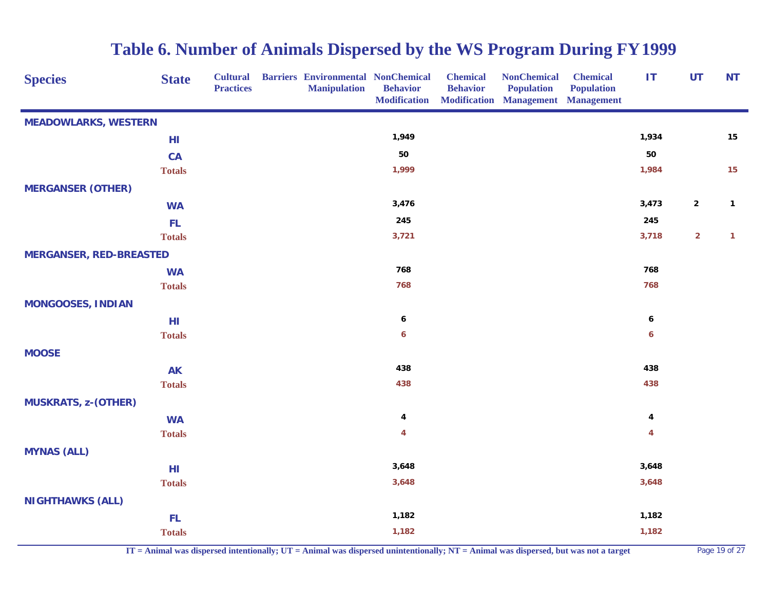# Table 6. Number of Animals Dispersed by the WS Program During FY1999

| Species | State | Cultural Practices | Barriers | Environmental Manipulation | NonChemical Behavior Modification | Chemical Behavior Modification | NonChemical Population Management | Chemical Population Management | IT | UT | NT |
|---|---|---|---|---|---|---|---|---|---|---|---|
| **MEADOWLARKS, WESTERN** | | | | | | | | | | | |
| | HI | | | | 1,949 | | | | 1,934 | | 15 |
| | CA | | | | 50 | | | | 50 | | |
| | **Totals** | | | | 1,999 | | | | 1,984 | | 15 |
| **MERGANSER (OTHER)** | | | | | | | | | | | |
| | WA | | | | 3,476 | | | | 3,473 | 2 | 1 |
| | FL | | | | 245 | | | | 245 | | |
| | **Totals** | | | | 3,721 | | | | 3,718 | 2 | 1 |
| **MERGANSER, RED-BREASTED** | | | | | | | | | | | |
| | WA | | | | 768 | | | | 768 | | |
| | **Totals** | | | | 768 | | | | 768 | | |
| **MONGOOSES, INDIAN** | | | | | | | | | | | |
| | HI | | | | 6 | | | | 6 | | |
| | **Totals** | | | | 6 | | | | 6 | | |
| **MOOSE** | | | | | | | | | | | |
| | AK | | | | 438 | | | | 438 | | |
| | **Totals** | | | | 438 | | | | 438 | | |
| **MUSKRATS, z-(OTHER)** | | | | | | | | | | | |
| | WA | | | | 4 | | | | 4 | | |
| | **Totals** | | | | 4 | | | | 4 | | |
| **MYNAS (ALL)** | | | | | | | | | | | |
| | HI | | | | 3,648 | | | | 3,648 | | |
| | **Totals** | | | | 3,648 | | | | 3,648 | | |
| **NIGHTHAWKS (ALL)** | | | | | | | | | | | |
| | FL | | | | 1,182 | | | | 1,182 | | |
| | **Totals** | | | | 1,182 | | | | 1,182 | | |

IT = Animal was dispersed intentionally; UT = Animal was dispersed unintentionally; NT = Animal was dispersed, but was not a target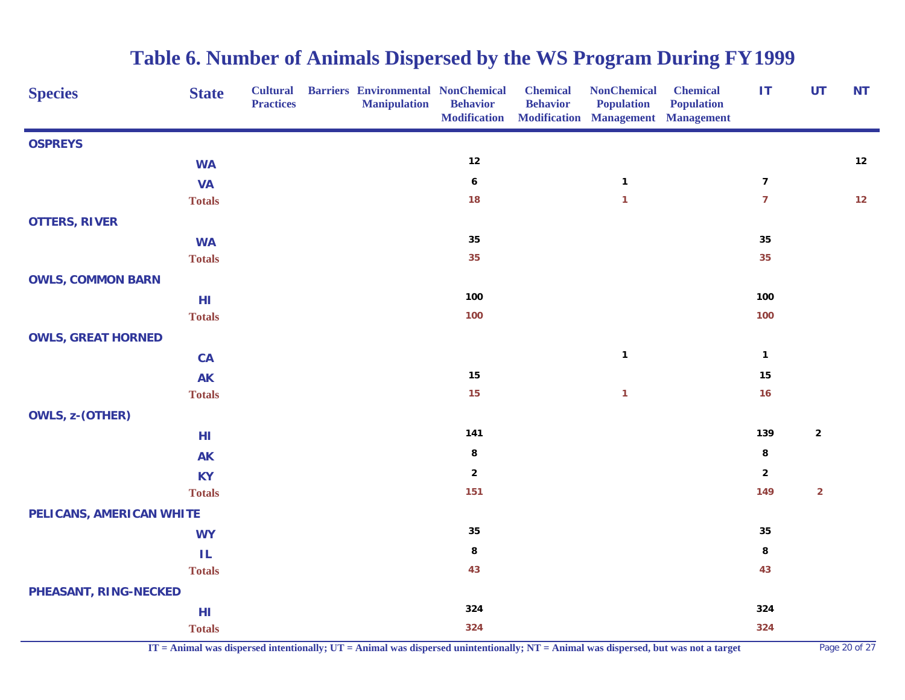# Table 6. Number of Animals Dispersed by the WS Program During FY1999

| Species | State | Cultural Practices | Barriers | Environmental Manipulation | NonChemical Behavior Modification | Chemical Behavior Modification | NonChemical Population Management | Chemical Population Management | IT | UT | NT |
|---|---|---|---|---|---|---|---|---|---|---|---|
| **OSPREYS** | | | | | | | | | | | |
| | WA | | | | 12 | | | | | | 12 |
| | VA | | | | 6 | | 1 | | 7 | | |
| | **Totals** | | | | 18 | | 1 | | 7 | | 12 |
| **OTTERS, RIVER** | | | | | | | | | | | |
| | WA | | | | 35 | | | | 35 | | |
| | **Totals** | | | | 35 | | | | 35 | | |
| **OWLS, COMMON BARN** | | | | | | | | | | | |
| | HI | | | | 100 | | | | 100 | | |
| | **Totals** | | | | 100 | | | | 100 | | |
| **OWLS, GREAT HORNED** | | | | | | | | | | | |
| | CA | | | | | | 1 | | 1 | | |
| | AK | | | | 15 | | | | 15 | | |
| | **Totals** | | | | 15 | | 1 | | 16 | | |
| **OWLS, z-(OTHER)** | | | | | | | | | | | |
| | HI | | | | 141 | | | | 139 | 2 | |
| | AK | | | | 8 | | | | 8 | | |
| | KY | | | | 2 | | | | 2 | | |
| | **Totals** | | | | 151 | | | | 149 | 2 | |
| **PELICANS, AMERICAN WHITE** | | | | | | | | | | | |
| | WY | | | | 35 | | | | 35 | | |
| | IL | | | | 8 | | | | 8 | | |
| | **Totals** | | | | 43 | | | | 43 | | |
| **PHEASANT, RING-NECKED** | | | | | | | | | | | |
| | HI | | | | 324 | | | | 324 | | |
| | **Totals** | | | | 324 | | | | 324 | | |

IT = Animal was dispersed intentionally; UT = Animal was dispersed unintentionally; NT = Animal was dispersed, but was not a target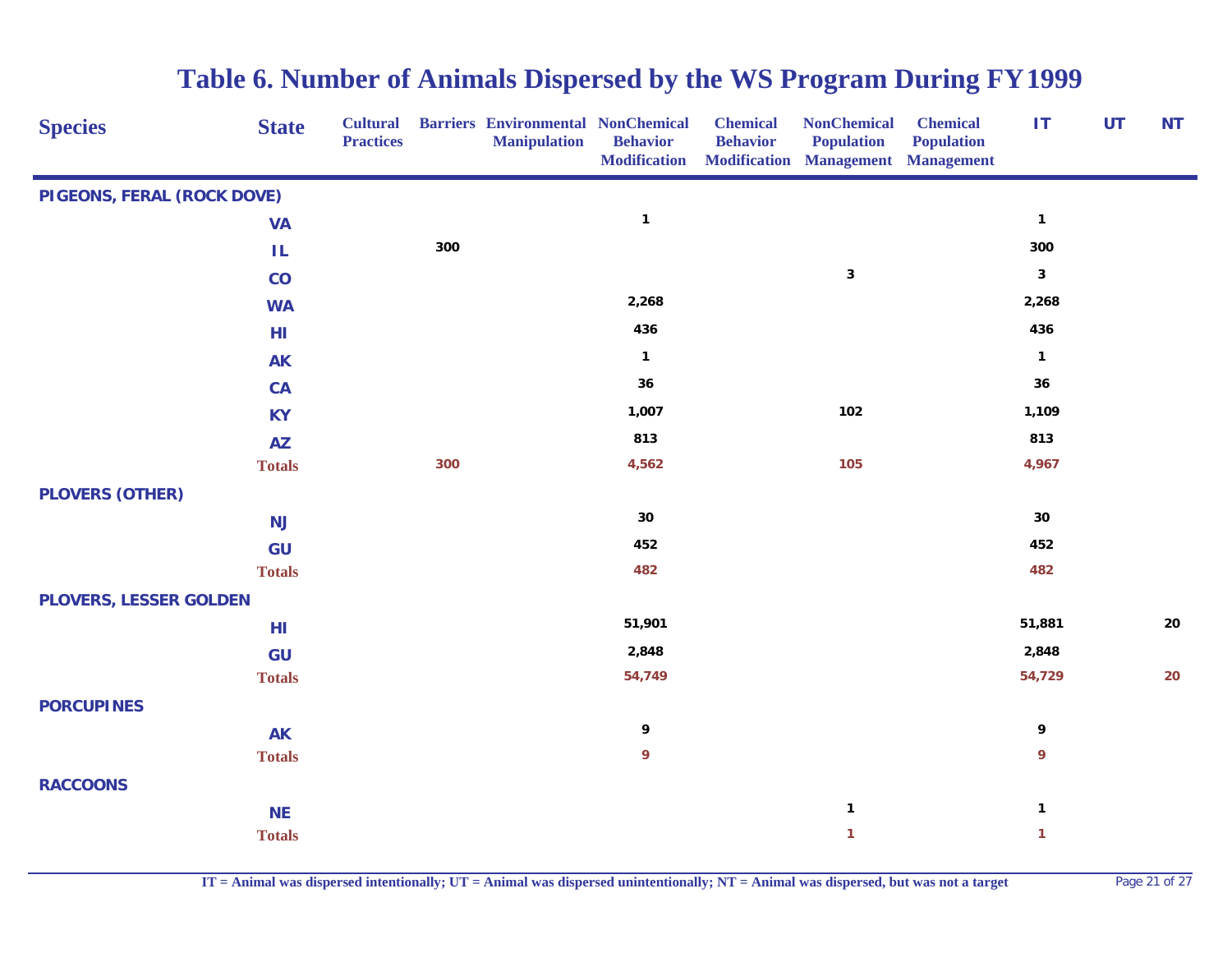# Table 6. Number of Animals Dispersed by the WS Program During FY1999

| Species | State | Cultural Practices | Barriers | Environmental Manipulation | NonChemical Behavior Modification | Chemical Behavior Modification | NonChemical Population Management | Chemical Population Management | IT | UT | NT |
|---|---|---|---|---|---|---|---|---|---|---|---|
| **PIGEONS, FERAL (ROCK DOVE)** | | | | | | | | | | | |
| | VA | | | | 1 | | | | 1 | | |
| | IL | | 300 | | | | | | 300 | | |
| | CO | | | | | | 3 | | 3 | | |
| | WA | | | | 2,268 | | | | 2,268 | | |
| | HI | | | | 436 | | | | 436 | | |
| | AK | | | | 1 | | | | 1 | | |
| | CA | | | | 36 | | | | 36 | | |
| | KY | | | | 1,007 | | 102 | | 1,109 | | |
| | AZ | | | | 813 | | | | 813 | | |
| | **Totals** | | 300 | | 4,562 | | 105 | | 4,967 | | |
| **PLOVERS (OTHER)** | | | | | | | | | | | |
| | NJ | | | | 30 | | | | 30 | | |
| | GU | | | | 452 | | | | 452 | | |
| | **Totals** | | | | 482 | | | | 482 | | |
| **PLOVERS, LESSER GOLDEN** | | | | | | | | | | | |
| | HI | | | | 51,901 | | | | 51,881 | | 20 |
| | GU | | | | 2,848 | | | | 2,848 | | |
| | **Totals** | | | | 54,749 | | | | 54,729 | | 20 |
| **PORCUPINES** | | | | | | | | | | | |
| | AK | | | | 9 | | | | 9 | | |
| | **Totals** | | | | 9 | | | | 9 | | |
| **RACCOONS** | | | | | | | | | | | |
| | NE | | | | | | 1 | | 1 | | |
| | **Totals** | | | | | | 1 | | 1 | | |

IT = Animal was dispersed intentionally; UT = Animal was dispersed unintentionally; NT = Animal was dispersed, but was not a target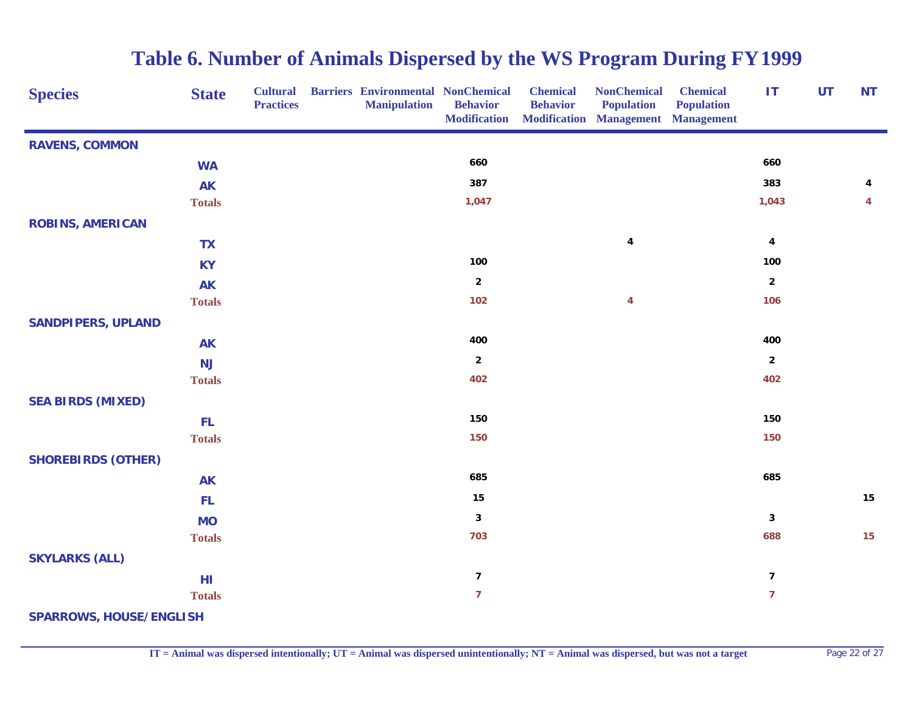# Table 6. Number of Animals Dispersed by the WS Program During FY1999

| Species | State | Cultural Practices | Barriers | Environmental Manipulation | NonChemical Behavior Modification | Chemical Behavior Modification | NonChemical Population Management | Chemical Population Management | IT | UT | NT |
|---|---|---|---|---|---|---|---|---|---|---|---|
| **RAVENS, COMMON** | | | | | | | | | | | |
| | WA | | | | 660 | | | | 660 | | |
| | AK | | | | 387 | | | | 383 | | 4 |
| | **Totals** | | | | 1,047 | | | | 1,043 | | 4 |
| **ROBINS, AMERICAN** | | | | | | | | | | | |
| | TX | | | | | | 4 | | 4 | | |
| | KY | | | | 100 | | | | 100 | | |
| | AK | | | | 2 | | | | 2 | | |
| | **Totals** | | | | 102 | | 4 | | 106 | | |
| **SANDPIPERS, UPLAND** | | | | | | | | | | | |
| | AK | | | | 400 | | | | 400 | | |
| | NJ | | | | 2 | | | | 2 | | |
| | **Totals** | | | | 402 | | | | 402 | | |
| **SEA BIRDS (MIXED)** | | | | | | | | | | | |
| | FL | | | | 150 | | | | 150 | | |
| | **Totals** | | | | 150 | | | | 150 | | |
| **SHOREBIRDS (OTHER)** | | | | | | | | | | | |
| | AK | | | | 685 | | | | 685 | | |
| | FL | | | | 15 | | | | | | 15 |
| | MO | | | | 3 | | | | 3 | | |
| | **Totals** | | | | 703 | | | | 688 | | 15 |
| **SKYLARKS (ALL)** | | | | | | | | | | | |
| | HI | | | | 7 | | | | 7 | | |
| | **Totals** | | | | 7 | | | | 7 | | |
| **SPARROWS, HOUSE/ENGLISH** | | | | | | | | | | | |

IT = Animal was dispersed intentionally; UT = Animal was dispersed unintentionally; NT = Animal was dispersed, but was not a target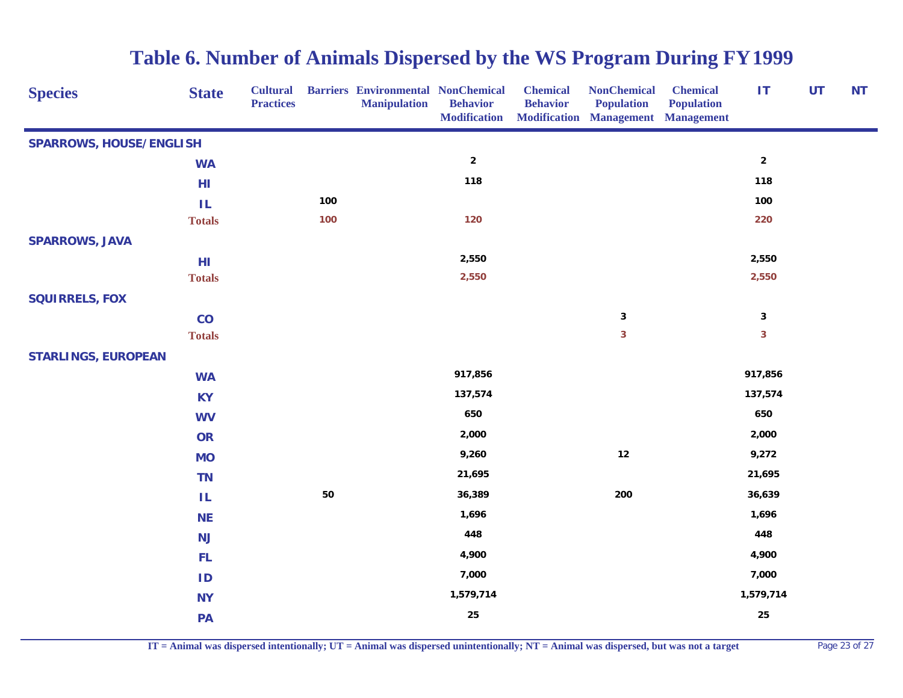# Table 6. Number of Animals Dispersed by the WS Program During FY1999

| Species | State | Cultural Practices | Barriers | Environmental Manipulation | NonChemical Behavior Modification | Chemical Behavior Modification | NonChemical Population Management | Chemical Population Management | IT | UT | NT |
|---|---|---|---|---|---|---|---|---|---|---|---|
| SPARROWS, HOUSE/ENGLISH | | | | | | | | | | | |
| | WA | | | | 2 | | | | 2 | | |
| | HI | | | | 118 | | | | 118 | | |
| | IL | | 100 | | | | | | 100 | | |
| | Totals | | 100 | | 120 | | | | 220 | | |
| SPARROWS, JAVA | | | | | | | | | | | |
| | HI | | | | 2,550 | | | | 2,550 | | |
| | Totals | | | | 2,550 | | | | 2,550 | | |
| SQUIRRELS, FOX | | | | | | | | | | | |
| | CO | | | | | | 3 | | 3 | | |
| | Totals | | | | | | 3 | | 3 | | |
| STARLINGS, EUROPEAN | | | | | | | | | | | |
| | WA | | | | 917,856 | | | | 917,856 | | |
| | KY | | | | 137,574 | | | | 137,574 | | |
| | WV | | | | 650 | | | | 650 | | |
| | OR | | | | 2,000 | | | | 2,000 | | |
| | MO | | | | 9,260 | | 12 | | 9,272 | | |
| | TN | | | | 21,695 | | | | 21,695 | | |
| | IL | | 50 | | 36,389 | | 200 | | 36,639 | | |
| | NE | | | | 1,696 | | | | 1,696 | | |
| | NJ | | | | 448 | | | | 448 | | |
| | FL | | | | 4,900 | | | | 4,900 | | |
| | ID | | | | 7,000 | | | | 7,000 | | |
| | NY | | | | 1,579,714 | | | | 1,579,714 | | |
| | PA | | | | 25 | | | | 25 | | |

IT = Animal was dispersed intentionally; UT = Animal was dispersed unintentionally; NT = Animal was dispersed, but was not a target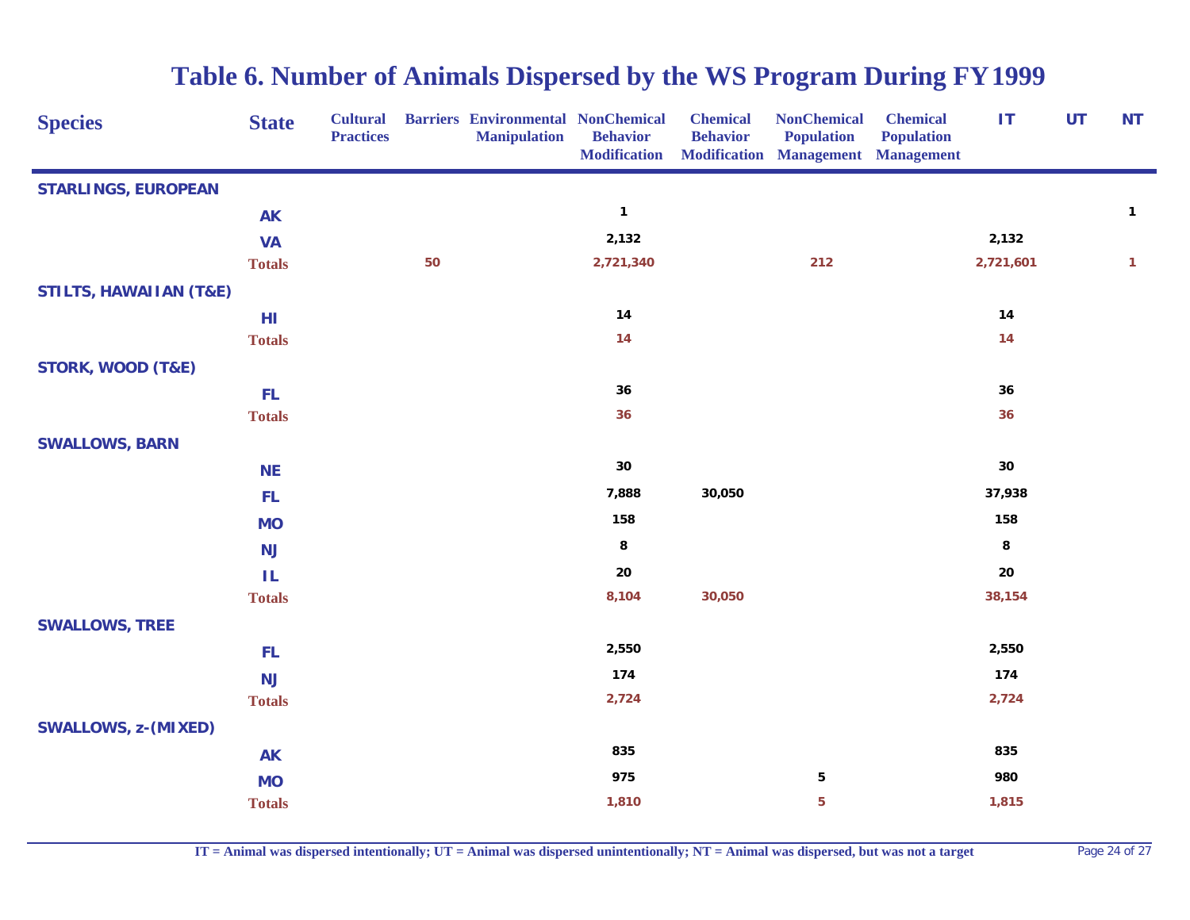# Table 6. Number of Animals Dispersed by the WS Program During FY1999

| Species | State | Cultural Practices | Barriers | Environmental Manipulation | NonChemical Behavior Modification | Chemical Behavior Modification | NonChemical Population Management | Chemical Population Management | IT | UT | NT |
|---|---|---|---|---|---|---|---|---|---|---|---|
| **STARLINGS, EUROPEAN** | | | | | | | | | | | |
| | AK | | | | 1 | | | | | | 1 |
| | VA | | | | 2,132 | | | | 2,132 | | |
| | **Totals** | | 50 | | 2,721,340 | | 212 | | 2,721,601 | | 1 |
| **STILTS, HAWAIIAN (T&E)** | | | | | | | | | | | |
| | HI | | | | 14 | | | | 14 | | |
| | **Totals** | | | | 14 | | | | 14 | | |
| **STORK, WOOD (T&E)** | | | | | | | | | | | |
| | FL | | | | 36 | | | | 36 | | |
| | **Totals** | | | | 36 | | | | 36 | | |
| **SWALLOWS, BARN** | | | | | | | | | | | |
| | NE | | | | 30 | | | | 30 | | |
| | FL | | | | 7,888 | 30,050 | | | 37,938 | | |
| | MO | | | | 158 | | | | 158 | | |
| | NJ | | | | 8 | | | | 8 | | |
| | IL | | | | 20 | | | | 20 | | |
| | **Totals** | | | | 8,104 | 30,050 | | | 38,154 | | |
| **SWALLOWS, TREE** | | | | | | | | | | | |
| | FL | | | | 2,550 | | | | 2,550 | | |
| | NJ | | | | 174 | | | | 174 | | |
| | **Totals** | | | | 2,724 | | | | 2,724 | | |
| **SWALLOWS, z-(MIXED)** | | | | | | | | | | | |
| | AK | | | | 835 | | | | 835 | | |
| | MO | | | | 975 | | 5 | | 980 | | |
| | **Totals** | | | | 1,810 | | 5 | | 1,815 | | |

IT = Animal was dispersed intentionally; UT = Animal was dispersed unintentionally; NT = Animal was dispersed, but was not a target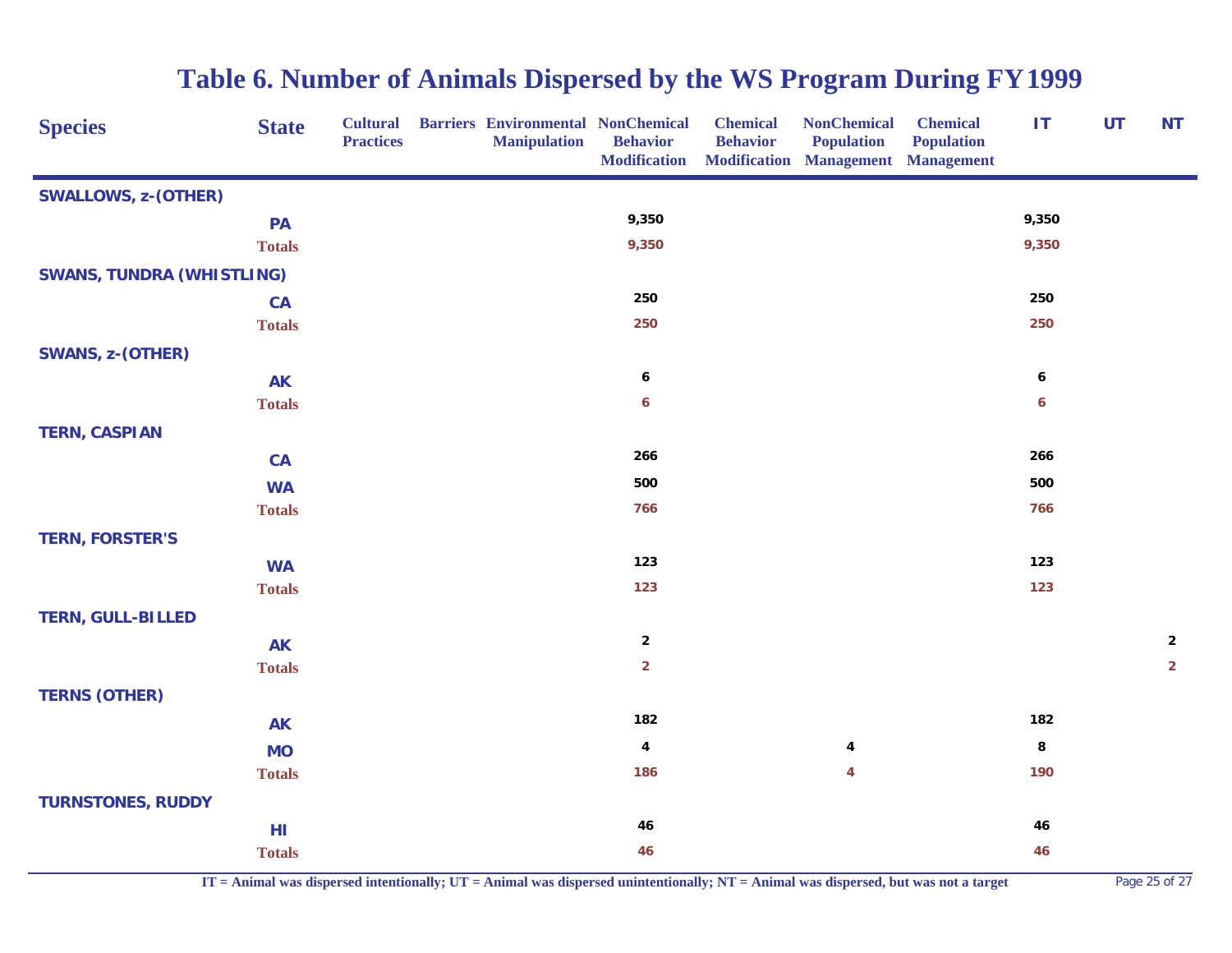# Table 6. Number of Animals Dispersed by the WS Program During FY1999

| Species | State | Cultural Practices | Barriers | Environmental Manipulation | NonChemical Behavior Modification | Chemical Behavior Modification | NonChemical Population Management | Chemical Population Management | IT | UT | NT |
|---|---|---|---|---|---|---|---|---|---|---|---|
| **SWALLOWS, z-(OTHER)** | | | | | | | | | | | |
| | PA | | | | 9,350 | | | | 9,350 | | |
| | **Totals** | | | | 9,350 | | | | 9,350 | | |
| **SWANS, TUNDRA (WHISTLING)** | | | | | | | | | | | |
| | CA | | | | 250 | | | | 250 | | |
| | **Totals** | | | | 250 | | | | 250 | | |
| **SWANS, z-(OTHER)** | | | | | | | | | | | |
| | AK | | | | 6 | | | | 6 | | |
| | **Totals** | | | | 6 | | | | 6 | | |
| **TERN, CASPIAN** | | | | | | | | | | | |
| | CA | | | | 266 | | | | 266 | | |
| | WA | | | | 500 | | | | 500 | | |
| | **Totals** | | | | 766 | | | | 766 | | |
| **TERN, FORSTER'S** | | | | | | | | | | | |
| | WA | | | | 123 | | | | 123 | | |
| | **Totals** | | | | 123 | | | | 123 | | |
| **TERN, GULL-BILLED** | | | | | | | | | | | |
| | AK | | | | 2 | | | | | | 2 |
| | **Totals** | | | | 2 | | | | | | 2 |
| **TERNS (OTHER)** | | | | | | | | | | | |
| | AK | | | | 182 | | | | 182 | | |
| | MO | | | | 4 | | 4 | | 8 | | |
| | **Totals** | | | | 186 | | 4 | | 190 | | |
| **TURNSTONES, RUDDY** | | | | | | | | | | | |
| | HI | | | | 46 | | | | 46 | | |
| | **Totals** | | | | 46 | | | | 46 | | |

IT = Animal was dispersed intentionally; UT = Animal was dispersed unintentionally; NT = Animal was dispersed, but was not a target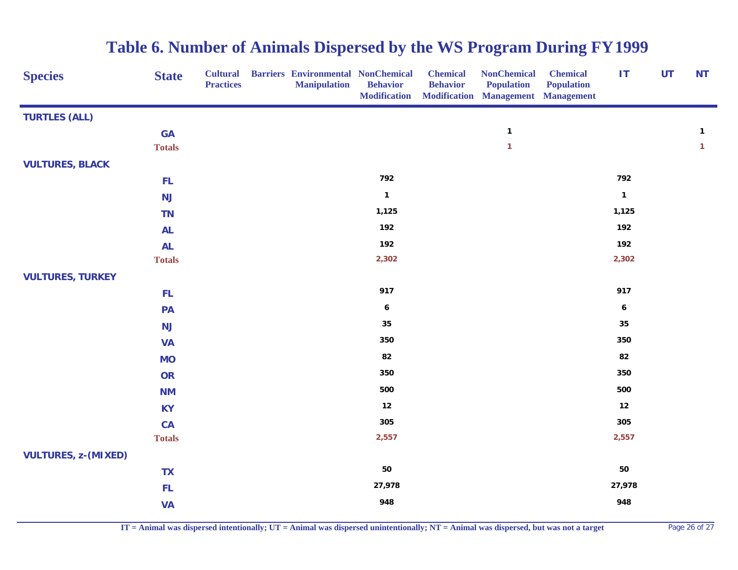# Table 6. Number of Animals Dispersed by the WS Program During FY1999

| Species | State | Cultural Practices | Barriers | Environmental Manipulation | NonChemical Behavior Modification | Chemical Behavior Modification | NonChemical Population Management | Chemical Population Management | IT | UT | NT |
|---|---|---|---|---|---|---|---|---|---|---|---|
| **TURTLES (ALL)** | | | | | | | | | | | |
| | GA | | | | | | 1 | | | | 1 |
| | **Totals** | | | | | | 1 | | | | 1 |
| **VULTURES, BLACK** | | | | | | | | | | | |
| | FL | | | | 792 | | | | 792 | | |
| | NJ | | | | 1 | | | | 1 | | |
| | TN | | | | 1,125 | | | | 1,125 | | |
| | AL | | | | 192 | | | | 192 | | |
| | AL | | | | 192 | | | | 192 | | |
| | **Totals** | | | | 2,302 | | | | 2,302 | | |
| **VULTURES, TURKEY** | | | | | | | | | | | |
| | FL | | | | 917 | | | | 917 | | |
| | PA | | | | 6 | | | | 6 | | |
| | NJ | | | | 35 | | | | 35 | | |
| | VA | | | | 350 | | | | 350 | | |
| | MO | | | | 82 | | | | 82 | | |
| | OR | | | | 350 | | | | 350 | | |
| | NM | | | | 500 | | | | 500 | | |
| | KY | | | | 12 | | | | 12 | | |
| | CA | | | | 305 | | | | 305 | | |
| | **Totals** | | | | 2,557 | | | | 2,557 | | |
| **VULTURES, z-(MIXED)** | | | | | | | | | | | |
| | TX | | | | 50 | | | | 50 | | |
| | FL | | | | 27,978 | | | | 27,978 | | |
| | VA | | | | 948 | | | | 948 | | |

IT = Animal was dispersed intentionally; UT = Animal was dispersed unintentionally; NT = Animal was dispersed, but was not a target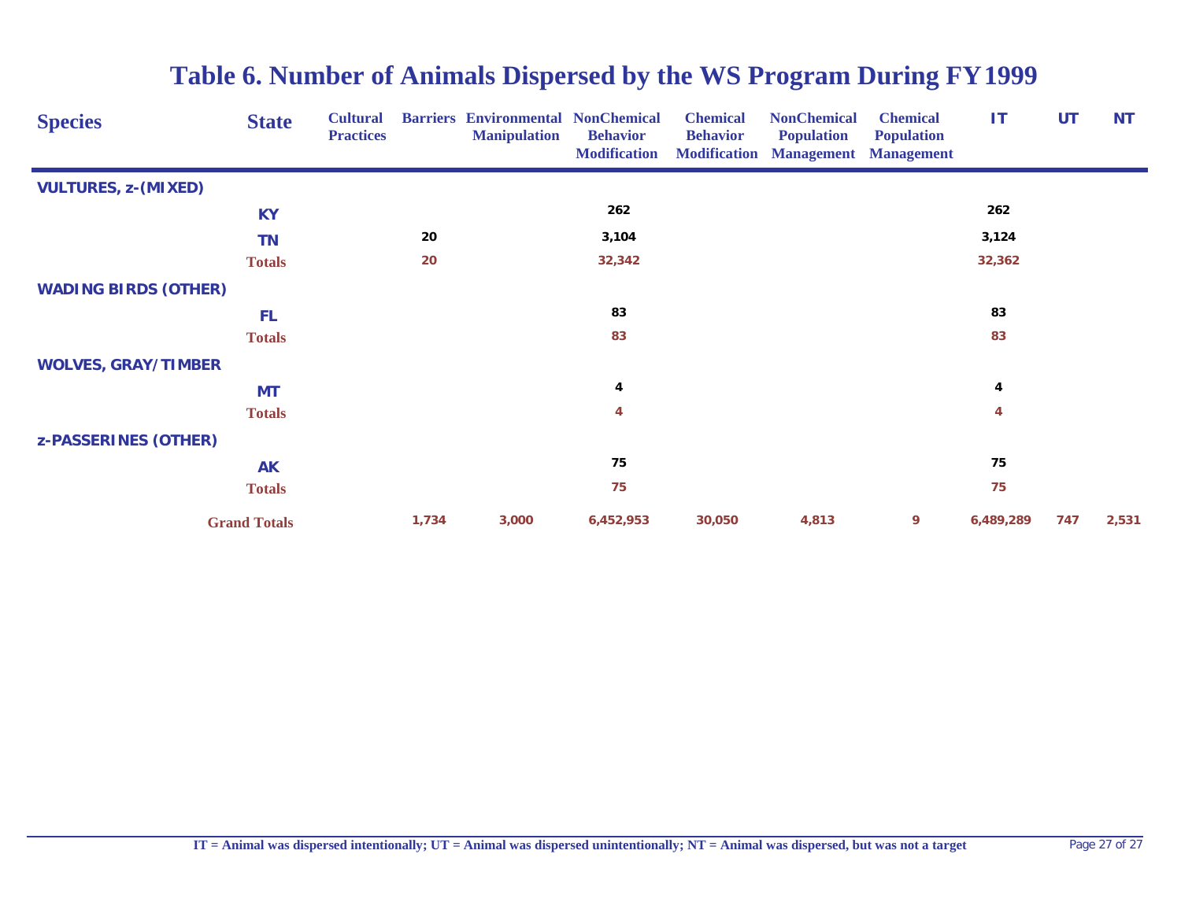# Table 6. Number of Animals Dispersed by the WS Program During FY1999

| Species | State | Cultural Practices | Barriers | Environmental Manipulation | NonChemical Behavior Modification | Chemical Behavior Modification | NonChemical Population Management | Chemical Population Management | IT | UT | NT |
|---|---|---|---|---|---|---|---|---|---|---|---|
| VULTURES, z-(MIXED) | | | | | | | | | | | |
| | KY | | | | 262 | | | | 262 | | |
| | TN | | 20 | | 3,104 | | | | 3,124 | | |
| | Totals | | 20 | | 32,342 | | | | 32,362 | | |
| WADING BIRDS (OTHER) | | | | | | | | | | | |
| | FL | | | | 83 | | | | 83 | | |
| | Totals | | | | 83 | | | | 83 | | |
| WOLVES, GRAY/TIMBER | | | | | | | | | | | |
| | MT | | | | 4 | | | | 4 | | |
| | Totals | | | | 4 | | | | 4 | | |
| z-PASSERINES (OTHER) | | | | | | | | | | | |
| | AK | | | | 75 | | | | 75 | | |
| | Totals | | | | 75 | | | | 75 | | |
| | Grand Totals | | 1,734 | 3,000 | 6,452,953 | 30,050 | 4,813 | 9 | 6,489,289 | 747 | 2,531 |

IT = Animal was dispersed intentionally; UT = Animal was dispersed unintentionally; NT = Animal was dispersed, but was not a target